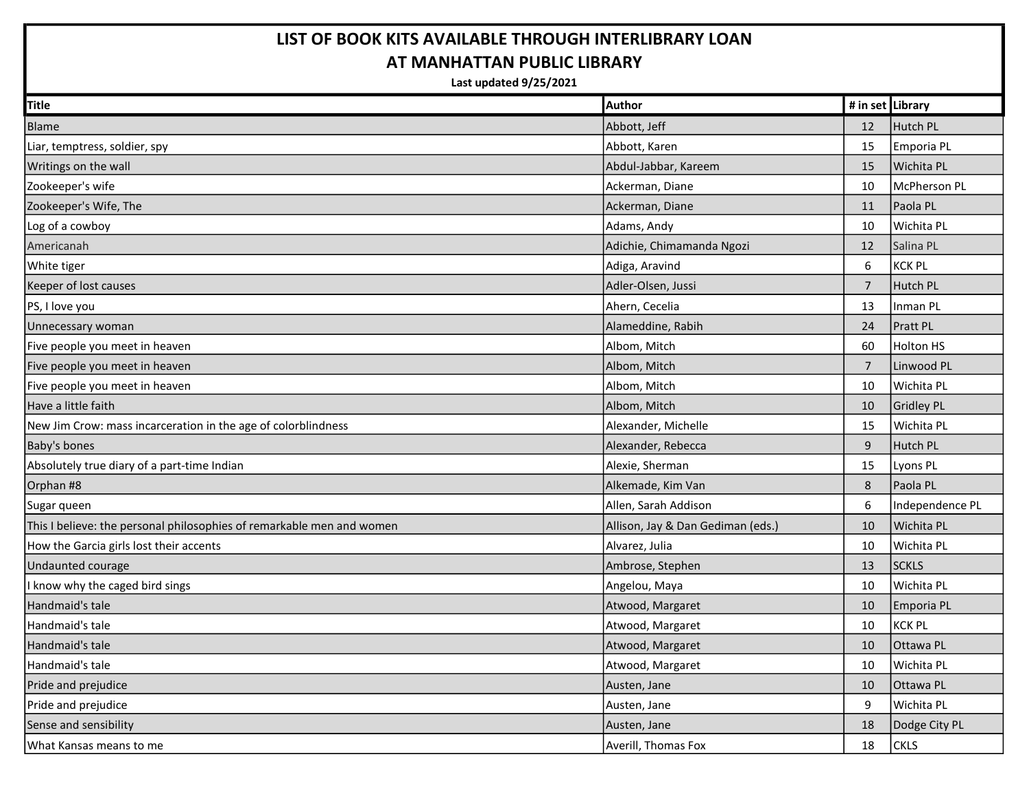# LIST OF BOOK KITS AVAILABLE THROUGH INTERLIBRARY LOAN AT MANHATTAN PUBLIC LIBRARY

**Last updated 9/25/2021**

| Title | Author | # in set | Library |
|---|---|---|---|
| Blame | Abbott, Jeff | 12 | Hutch PL |
| Liar, temptress, soldier, spy | Abbott, Karen | 15 | Emporia PL |
| Writings on the wall | Abdul-Jabbar, Kareem | 15 | Wichita PL |
| Zookeeper's wife | Ackerman, Diane | 10 | McPherson PL |
| Zookeeper's Wife, The | Ackerman, Diane | 11 | Paola PL |
| Log of a cowboy | Adams, Andy | 10 | Wichita PL |
| Americanah | Adichie, Chimamanda Ngozi | 12 | Salina PL |
| White tiger | Adiga, Aravind | 6 | KCK PL |
| Keeper of lost causes | Adler-Olsen, Jussi | 7 | Hutch PL |
| PS, I love you | Ahern, Cecelia | 13 | Inman PL |
| Unnecessary woman | Alameddine, Rabih | 24 | Pratt PL |
| Five people you meet in heaven | Albom, Mitch | 60 | Holton HS |
| Five people you meet in heaven | Albom, Mitch | 7 | Linwood PL |
| Five people you meet in heaven | Albom, Mitch | 10 | Wichita PL |
| Have a little faith | Albom, Mitch | 10 | Gridley PL |
| New Jim Crow: mass incarceration in the age of colorblindness | Alexander, Michelle | 15 | Wichita PL |
| Baby's bones | Alexander, Rebecca | 9 | Hutch PL |
| Absolutely true diary of a part-time Indian | Alexie, Sherman | 15 | Lyons PL |
| Orphan #8 | Alkemade, Kim Van | 8 | Paola PL |
| Sugar queen | Allen, Sarah Addison | 6 | Independence PL |
| This I believe: the personal philosophies of remarkable men and women | Allison, Jay & Dan Gediman (eds.) | 10 | Wichita PL |
| How the Garcia girls lost their accents | Alvarez, Julia | 10 | Wichita PL |
| Undaunted courage | Ambrose, Stephen | 13 | SCKLS |
| I know why the caged bird sings | Angelou, Maya | 10 | Wichita PL |
| Handmaid's tale | Atwood, Margaret | 10 | Emporia PL |
| Handmaid's tale | Atwood, Margaret | 10 | KCK PL |
| Handmaid's tale | Atwood, Margaret | 10 | Ottawa PL |
| Handmaid's tale | Atwood, Margaret | 10 | Wichita PL |
| Pride and prejudice | Austen, Jane | 10 | Ottawa PL |
| Pride and prejudice | Austen, Jane | 9 | Wichita PL |
| Sense and sensibility | Austen, Jane | 18 | Dodge City PL |
| What Kansas means to me | Averill, Thomas Fox | 18 | CKLS |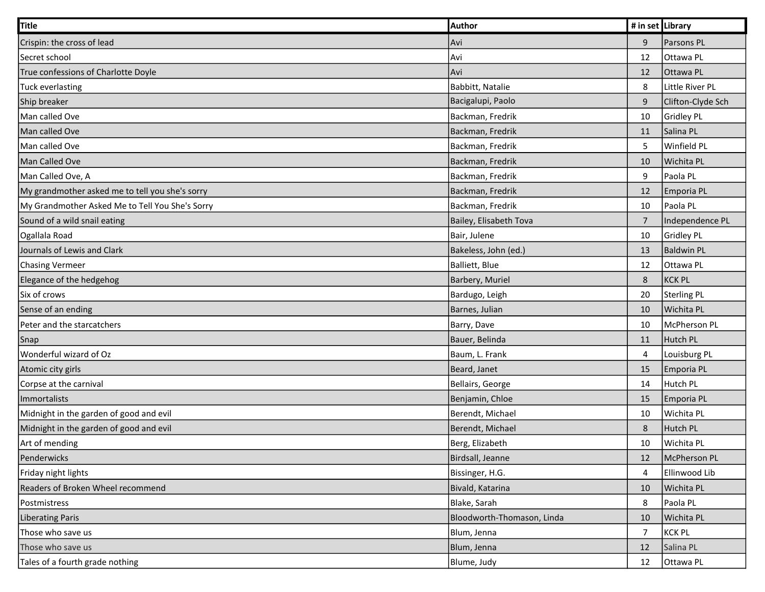| Title | Author | # in set | Library |
|---|---|---|---|
| Crispin: the cross of lead | Avi | 9 | Parsons PL |
| Secret school | Avi | 12 | Ottawa PL |
| True confessions of Charlotte Doyle | Avi | 12 | Ottawa PL |
| Tuck everlasting | Babbitt, Natalie | 8 | Little River PL |
| Ship breaker | Bacigalupi, Paolo | 9 | Clifton-Clyde Sch |
| Man called Ove | Backman, Fredrik | 10 | Gridley PL |
| Man called Ove | Backman, Fredrik | 11 | Salina PL |
| Man called Ove | Backman, Fredrik | 5 | Winfield PL |
| Man Called Ove | Backman, Fredrik | 10 | Wichita PL |
| Man Called Ove, A | Backman, Fredrik | 9 | Paola PL |
| My grandmother asked me to tell you she's sorry | Backman, Fredrik | 12 | Emporia PL |
| My Grandmother Asked Me to Tell You She's Sorry | Backman, Fredrik | 10 | Paola PL |
| Sound of a wild snail eating | Bailey, Elisabeth Tova | 7 | Independence PL |
| Ogallala Road | Bair, Julene | 10 | Gridley PL |
| Journals of Lewis and Clark | Bakeless, John (ed.) | 13 | Baldwin PL |
| Chasing Vermeer | Balliett, Blue | 12 | Ottawa PL |
| Elegance of the hedgehog | Barbery, Muriel | 8 | KCK PL |
| Six of crows | Bardugo, Leigh | 20 | Sterling PL |
| Sense of an ending | Barnes, Julian | 10 | Wichita PL |
| Peter and the starcatchers | Barry, Dave | 10 | McPherson PL |
| Snap | Bauer, Belinda | 11 | Hutch PL |
| Wonderful wizard of Oz | Baum, L. Frank | 4 | Louisburg PL |
| Atomic city girls | Beard, Janet | 15 | Emporia PL |
| Corpse at the carnival | Bellairs, George | 14 | Hutch PL |
| Immortalists | Benjamin, Chloe | 15 | Emporia PL |
| Midnight in the garden of good and evil | Berendt, Michael | 10 | Wichita PL |
| Midnight in the garden of good and evil | Berendt, Michael | 8 | Hutch PL |
| Art of mending | Berg, Elizabeth | 10 | Wichita PL |
| Penderwicks | Birdsall, Jeanne | 12 | McPherson PL |
| Friday night lights | Bissinger, H.G. | 4 | Ellinwood Lib |
| Readers of Broken Wheel recommend | Bivald, Katarina | 10 | Wichita PL |
| Postmistress | Blake, Sarah | 8 | Paola PL |
| Liberating Paris | Bloodworth-Thomason, Linda | 10 | Wichita PL |
| Those who save us | Blum, Jenna | 7 | KCK PL |
| Those who save us | Blum, Jenna | 12 | Salina PL |
| Tales of a fourth grade nothing | Blume, Judy | 12 | Ottawa PL |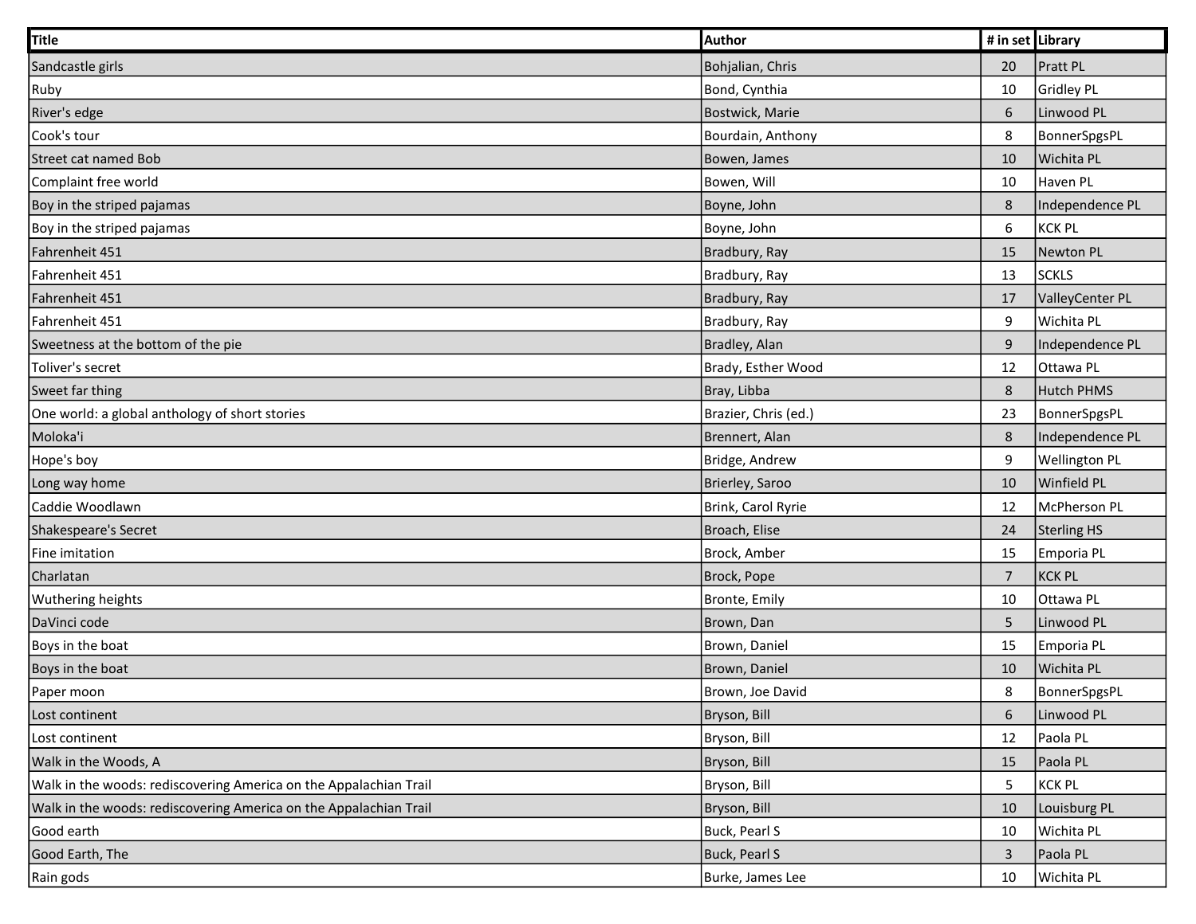| Title | Author | # in set | Library |
|---|---|---|---|
| Sandcastle girls | Bohjalian, Chris | 20 | Pratt PL |
| Ruby | Bond, Cynthia | 10 | Gridley PL |
| River's edge | Bostwick, Marie | 6 | Linwood PL |
| Cook's tour | Bourdain, Anthony | 8 | BonnerSpgsPL |
| Street cat named Bob | Bowen, James | 10 | Wichita PL |
| Complaint free world | Bowen, Will | 10 | Haven PL |
| Boy in the striped pajamas | Boyne, John | 8 | Independence PL |
| Boy in the striped pajamas | Boyne, John | 6 | KCK PL |
| Fahrenheit 451 | Bradbury, Ray | 15 | Newton PL |
| Fahrenheit 451 | Bradbury, Ray | 13 | SCKLS |
| Fahrenheit 451 | Bradbury, Ray | 17 | ValleyCenter PL |
| Fahrenheit 451 | Bradbury, Ray | 9 | Wichita PL |
| Sweetness at the bottom of the pie | Bradley, Alan | 9 | Independence PL |
| Toliver's secret | Brady, Esther Wood | 12 | Ottawa PL |
| Sweet far thing | Bray, Libba | 8 | Hutch PHMS |
| One world: a global anthology of short stories | Brazier, Chris (ed.) | 23 | BonnerSpgsPL |
| Moloka'i | Brennert, Alan | 8 | Independence PL |
| Hope's boy | Bridge, Andrew | 9 | Wellington PL |
| Long way home | Brierley, Saroo | 10 | Winfield PL |
| Caddie Woodlawn | Brink, Carol Ryrie | 12 | McPherson PL |
| Shakespeare's Secret | Broach, Elise | 24 | Sterling HS |
| Fine imitation | Brock, Amber | 15 | Emporia PL |
| Charlatan | Brock, Pope | 7 | KCK PL |
| Wuthering heights | Bronte, Emily | 10 | Ottawa PL |
| DaVinci code | Brown, Dan | 5 | Linwood PL |
| Boys in the boat | Brown, Daniel | 15 | Emporia PL |
| Boys in the boat | Brown, Daniel | 10 | Wichita PL |
| Paper moon | Brown, Joe David | 8 | BonnerSpgsPL |
| Lost continent | Bryson, Bill | 6 | Linwood PL |
| Lost continent | Bryson, Bill | 12 | Paola PL |
| Walk in the Woods, A | Bryson, Bill | 15 | Paola PL |
| Walk in the woods: rediscovering America on the Appalachian Trail | Bryson, Bill | 5 | KCK PL |
| Walk in the woods: rediscovering America on the Appalachian Trail | Bryson, Bill | 10 | Louisburg PL |
| Good earth | Buck, Pearl S | 10 | Wichita PL |
| Good Earth, The | Buck, Pearl S | 3 | Paola PL |
| Rain gods | Burke, James Lee | 10 | Wichita PL |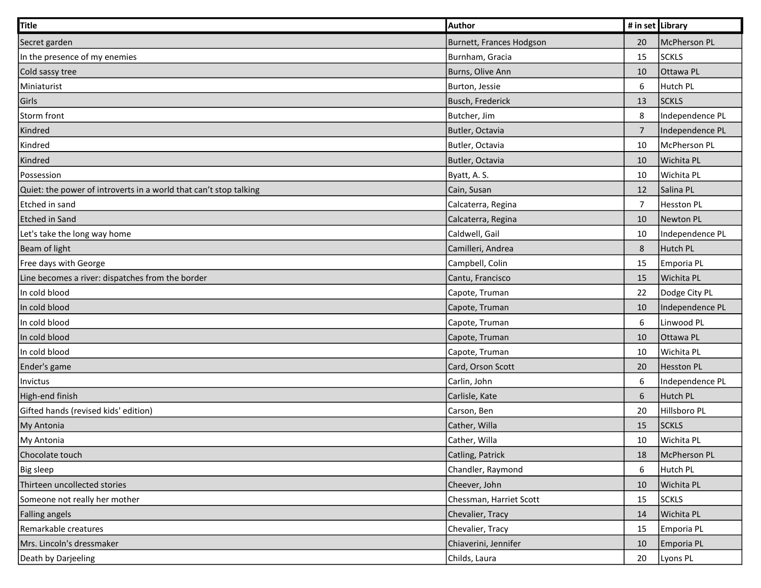| Title | Author | # in set | Library |
|---|---|---|---|
| Secret garden | Burnett, Frances Hodgson | 20 | McPherson PL |
| In the presence of my enemies | Burnham, Gracia | 15 | SCKLS |
| Cold sassy tree | Burns, Olive Ann | 10 | Ottawa PL |
| Miniaturist | Burton, Jessie | 6 | Hutch PL |
| Girls | Busch, Frederick | 13 | SCKLS |
| Storm front | Butcher, Jim | 8 | Independence PL |
| Kindred | Butler, Octavia | 7 | Independence PL |
| Kindred | Butler, Octavia | 10 | McPherson PL |
| Kindred | Butler, Octavia | 10 | Wichita PL |
| Possession | Byatt, A. S. | 10 | Wichita PL |
| Quiet: the power of introverts in a world that can't stop talking | Cain, Susan | 12 | Salina PL |
| Etched in sand | Calcaterra, Regina | 7 | Hesston PL |
| Etched in Sand | Calcaterra, Regina | 10 | Newton PL |
| Let's take the long way home | Caldwell, Gail | 10 | Independence PL |
| Beam of light | Camilleri, Andrea | 8 | Hutch PL |
| Free days with George | Campbell, Colin | 15 | Emporia PL |
| Line becomes a river: dispatches from the border | Cantu, Francisco | 15 | Wichita PL |
| In cold blood | Capote, Truman | 22 | Dodge City PL |
| In cold blood | Capote, Truman | 10 | Independence PL |
| In cold blood | Capote, Truman | 6 | Linwood PL |
| In cold blood | Capote, Truman | 10 | Ottawa PL |
| In cold blood | Capote, Truman | 10 | Wichita PL |
| Ender's game | Card, Orson Scott | 20 | Hesston PL |
| Invictus | Carlin, John | 6 | Independence PL |
| High-end finish | Carlisle, Kate | 6 | Hutch PL |
| Gifted hands (revised kids' edition) | Carson, Ben | 20 | Hillsboro PL |
| My Antonia | Cather, Willa | 15 | SCKLS |
| My Antonia | Cather, Willa | 10 | Wichita PL |
| Chocolate touch | Catling, Patrick | 18 | McPherson PL |
| Big sleep | Chandler, Raymond | 6 | Hutch PL |
| Thirteen uncollected stories | Cheever, John | 10 | Wichita PL |
| Someone not really her mother | Chessman, Harriet Scott | 15 | SCKLS |
| Falling angels | Chevalier, Tracy | 14 | Wichita PL |
| Remarkable creatures | Chevalier, Tracy | 15 | Emporia PL |
| Mrs. Lincoln's dressmaker | Chiaverini, Jennifer | 10 | Emporia PL |
| Death by Darjeeling | Childs, Laura | 20 | Lyons PL |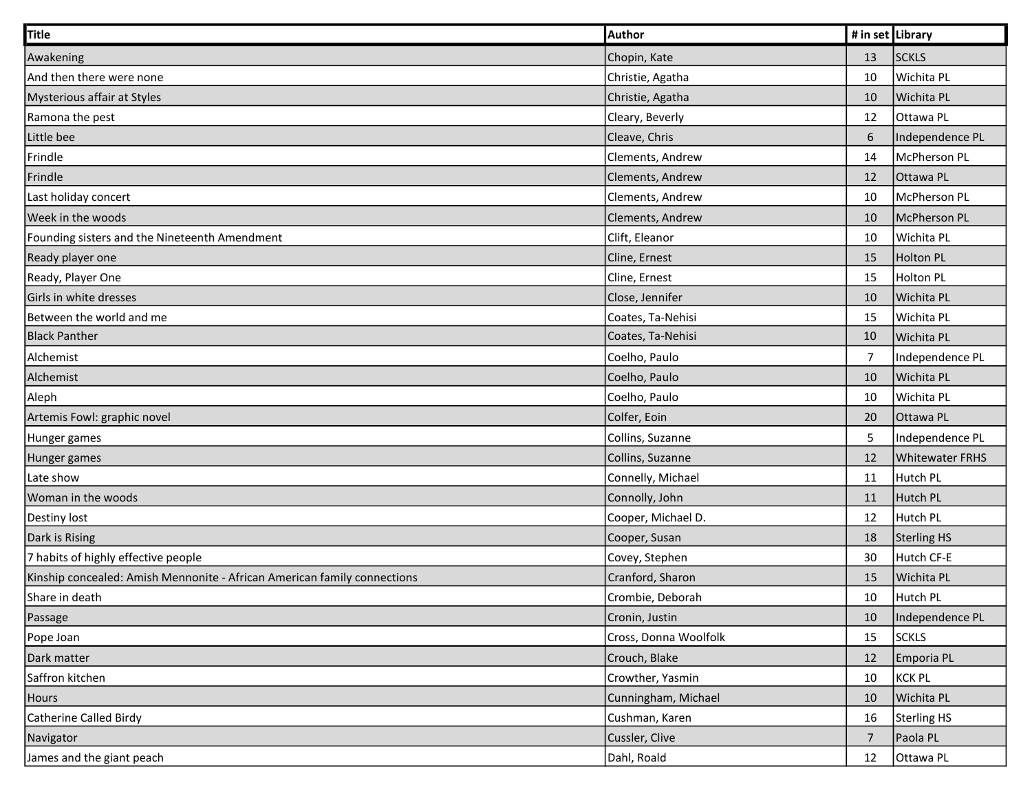| Title | Author | # in set | Library |
|---|---|---|---|
| Awakening | Chopin, Kate | 13 | SCKLS |
| And then there were none | Christie, Agatha | 10 | Wichita PL |
| Mysterious affair at Styles | Christie, Agatha | 10 | Wichita PL |
| Ramona the pest | Cleary, Beverly | 12 | Ottawa PL |
| Little bee | Cleave, Chris | 6 | Independence PL |
| Frindle | Clements, Andrew | 14 | McPherson PL |
| Frindle | Clements, Andrew | 12 | Ottawa PL |
| Last holiday concert | Clements, Andrew | 10 | McPherson PL |
| Week in the woods | Clements, Andrew | 10 | McPherson PL |
| Founding sisters and the Nineteenth Amendment | Clift, Eleanor | 10 | Wichita PL |
| Ready player one | Cline, Ernest | 15 | Holton PL |
| Ready, Player One | Cline, Ernest | 15 | Holton PL |
| Girls in white dresses | Close, Jennifer | 10 | Wichita PL |
| Between the world and me | Coates, Ta-Nehisi | 15 | Wichita PL |
| Black Panther | Coates, Ta-Nehisi | 10 | Wichita PL |
| Alchemist | Coelho, Paulo | 7 | Independence PL |
| Alchemist | Coelho, Paulo | 10 | Wichita PL |
| Aleph | Coelho, Paulo | 10 | Wichita PL |
| Artemis Fowl: graphic novel | Colfer, Eoin | 20 | Ottawa PL |
| Hunger games | Collins, Suzanne | 5 | Independence PL |
| Hunger games | Collins, Suzanne | 12 | Whitewater FRHS |
| Late show | Connelly, Michael | 11 | Hutch PL |
| Woman in the woods | Connolly, John | 11 | Hutch PL |
| Destiny lost | Cooper, Michael D. | 12 | Hutch PL |
| Dark is Rising | Cooper, Susan | 18 | Sterling HS |
| 7 habits of highly effective people | Covey, Stephen | 30 | Hutch CF-E |
| Kinship concealed: Amish Mennonite - African American family connections | Cranford, Sharon | 15 | Wichita PL |
| Share in death | Crombie, Deborah | 10 | Hutch PL |
| Passage | Cronin, Justin | 10 | Independence PL |
| Pope Joan | Cross, Donna Woolfolk | 15 | SCKLS |
| Dark matter | Crouch, Blake | 12 | Emporia PL |
| Saffron kitchen | Crowther, Yasmin | 10 | KCK PL |
| Hours | Cunningham, Michael | 10 | Wichita PL |
| Catherine Called Birdy | Cushman, Karen | 16 | Sterling HS |
| Navigator | Cussler, Clive | 7 | Paola PL |
| James and the giant peach | Dahl, Roald | 12 | Ottawa PL |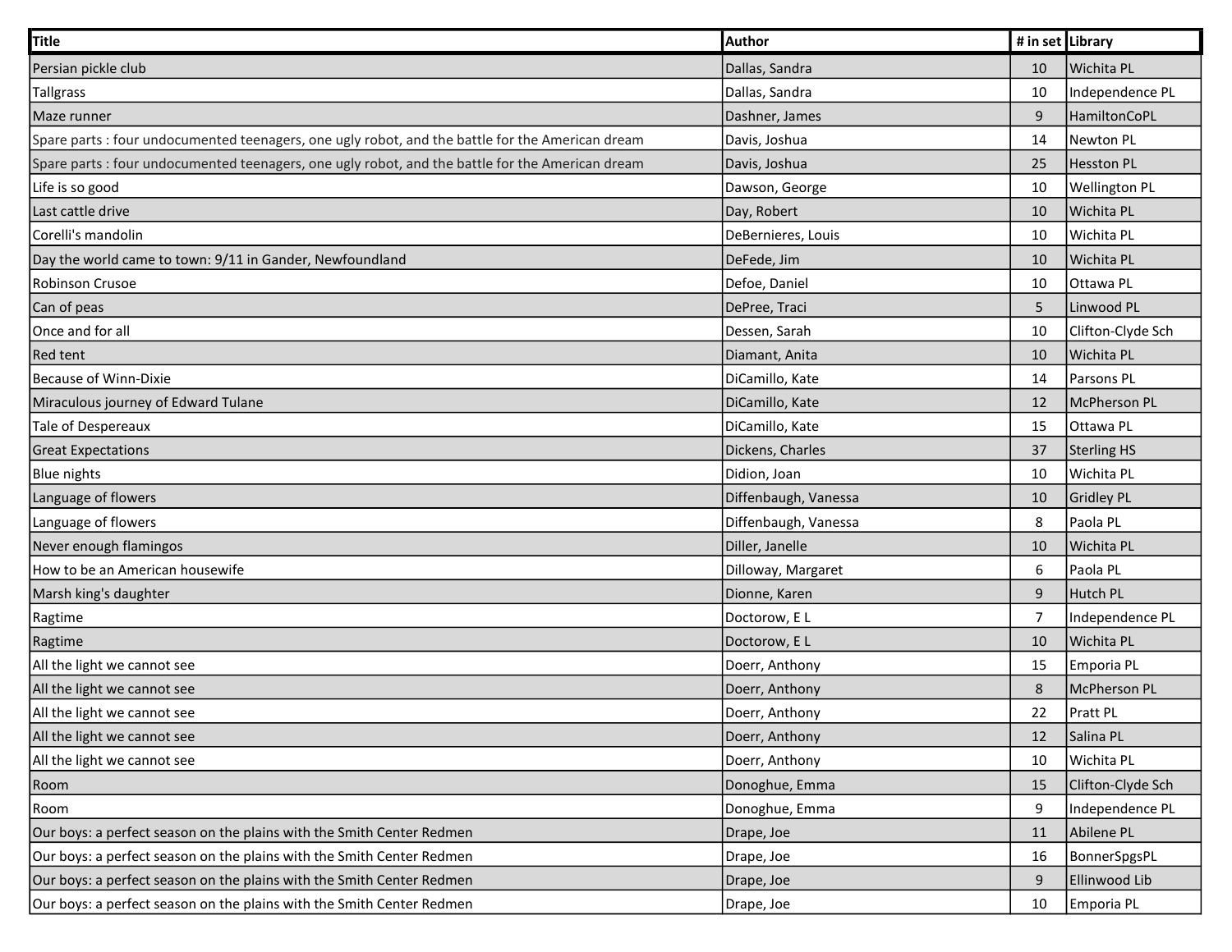| Title | Author | # in set | Library |
|---|---|---|---|
| Persian pickle club | Dallas, Sandra | 10 | Wichita PL |
| Tallgrass | Dallas, Sandra | 10 | Independence PL |
| Maze runner | Dashner, James | 9 | HamiltonCoPL |
| Spare parts : four undocumented teenagers, one ugly robot, and the battle for the American dream | Davis, Joshua | 14 | Newton PL |
| Spare parts : four undocumented teenagers, one ugly robot, and the battle for the American dream | Davis, Joshua | 25 | Hesston PL |
| Life is so good | Dawson, George | 10 | Wellington PL |
| Last cattle drive | Day, Robert | 10 | Wichita PL |
| Corelli's mandolin | DeBernieres, Louis | 10 | Wichita PL |
| Day the world came to town: 9/11 in Gander, Newfoundland | DeFede, Jim | 10 | Wichita PL |
| Robinson Crusoe | Defoe, Daniel | 10 | Ottawa PL |
| Can of peas | DePree, Traci | 5 | Linwood PL |
| Once and for all | Dessen, Sarah | 10 | Clifton-Clyde Sch |
| Red tent | Diamant, Anita | 10 | Wichita PL |
| Because of Winn-Dixie | DiCamillo, Kate | 14 | Parsons PL |
| Miraculous journey of Edward Tulane | DiCamillo, Kate | 12 | McPherson PL |
| Tale of Despereaux | DiCamillo, Kate | 15 | Ottawa PL |
| Great Expectations | Dickens, Charles | 37 | Sterling HS |
| Blue nights | Didion, Joan | 10 | Wichita PL |
| Language of flowers | Diffenbaugh, Vanessa | 10 | Gridley PL |
| Language of flowers | Diffenbaugh, Vanessa | 8 | Paola PL |
| Never enough flamingos | Diller, Janelle | 10 | Wichita PL |
| How to be an American housewife | Dilloway, Margaret | 6 | Paola PL |
| Marsh king's daughter | Dionne, Karen | 9 | Hutch PL |
| Ragtime | Doctorow, E L | 7 | Independence PL |
| Ragtime | Doctorow, E L | 10 | Wichita PL |
| All the light we cannot see | Doerr, Anthony | 15 | Emporia PL |
| All the light we cannot see | Doerr, Anthony | 8 | McPherson PL |
| All the light we cannot see | Doerr, Anthony | 22 | Pratt PL |
| All the light we cannot see | Doerr, Anthony | 12 | Salina PL |
| All the light we cannot see | Doerr, Anthony | 10 | Wichita PL |
| Room | Donoghue, Emma | 15 | Clifton-Clyde Sch |
| Room | Donoghue, Emma | 9 | Independence PL |
| Our boys: a perfect season on the plains with the Smith Center Redmen | Drape, Joe | 11 | Abilene PL |
| Our boys: a perfect season on the plains with the Smith Center Redmen | Drape, Joe | 16 | BonnerSpgsPL |
| Our boys: a perfect season on the plains with the Smith Center Redmen | Drape, Joe | 9 | Ellinwood Lib |
| Our boys: a perfect season on the plains with the Smith Center Redmen | Drape, Joe | 10 | Emporia PL |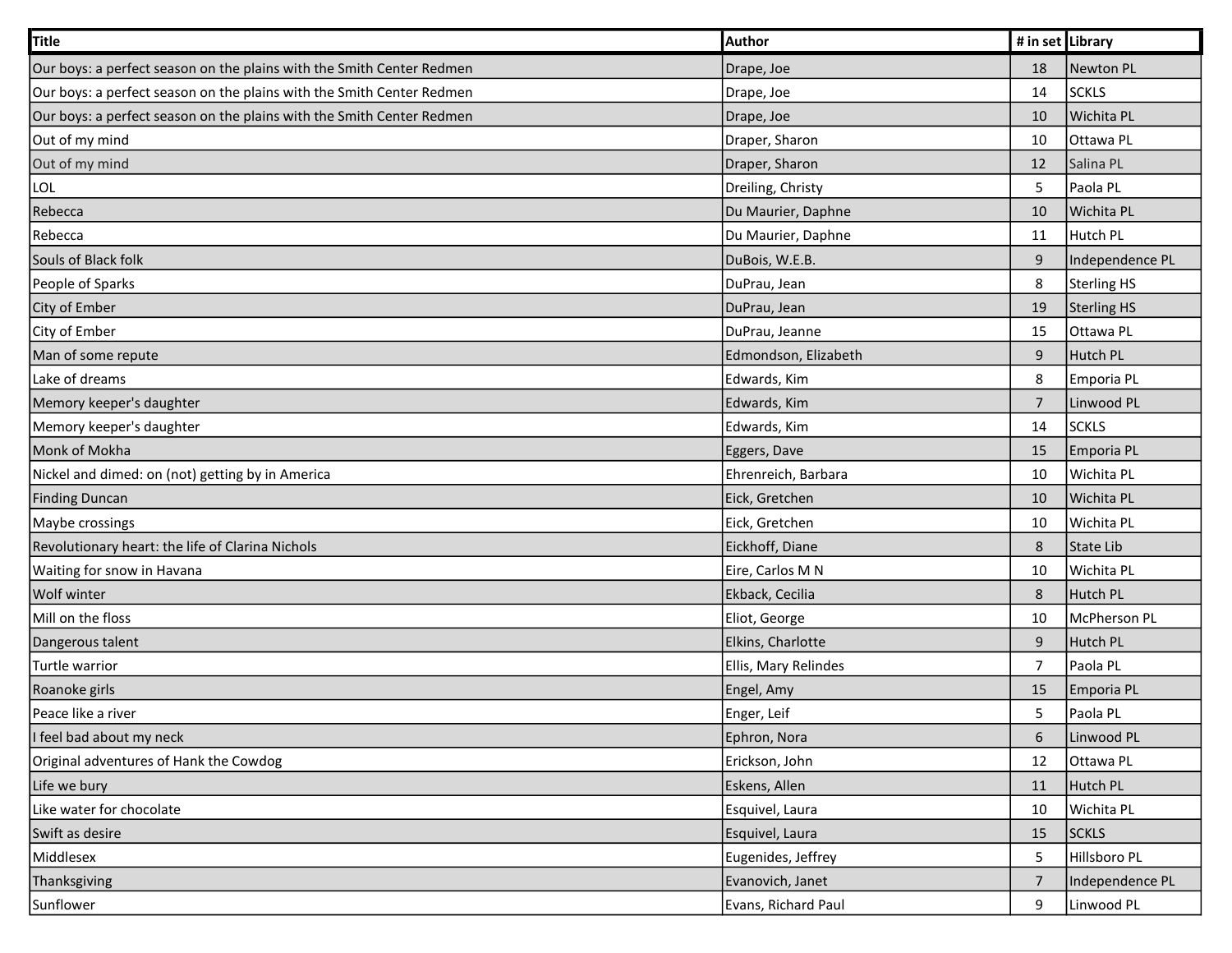| Title | Author | # in set | Library |
|---|---|---|---|
| Our boys: a perfect season on the plains with the Smith Center Redmen | Drape, Joe | 18 | Newton PL |
| Our boys: a perfect season on the plains with the Smith Center Redmen | Drape, Joe | 14 | SCKLS |
| Our boys: a perfect season on the plains with the Smith Center Redmen | Drape, Joe | 10 | Wichita PL |
| Out of my mind | Draper, Sharon | 10 | Ottawa PL |
| Out of my mind | Draper, Sharon | 12 | Salina PL |
| LOL | Dreiling, Christy | 5 | Paola PL |
| Rebecca | Du Maurier, Daphne | 10 | Wichita PL |
| Rebecca | Du Maurier, Daphne | 11 | Hutch PL |
| Souls of Black folk | DuBois, W.E.B. | 9 | Independence PL |
| People of Sparks | DuPrau, Jean | 8 | Sterling HS |
| City of Ember | DuPrau, Jean | 19 | Sterling HS |
| City of Ember | DuPrau, Jeanne | 15 | Ottawa PL |
| Man of some repute | Edmondson, Elizabeth | 9 | Hutch PL |
| Lake of dreams | Edwards, Kim | 8 | Emporia PL |
| Memory keeper's daughter | Edwards, Kim | 7 | Linwood PL |
| Memory keeper's daughter | Edwards, Kim | 14 | SCKLS |
| Monk of Mokha | Eggers, Dave | 15 | Emporia PL |
| Nickel and dimed: on (not) getting by in America | Ehrenreich, Barbara | 10 | Wichita PL |
| Finding Duncan | Eick, Gretchen | 10 | Wichita PL |
| Maybe crossings | Eick, Gretchen | 10 | Wichita PL |
| Revolutionary heart: the life of Clarina Nichols | Eickhoff, Diane | 8 | State Lib |
| Waiting for snow in Havana | Eire, Carlos M N | 10 | Wichita PL |
| Wolf winter | Ekback, Cecilia | 8 | Hutch PL |
| Mill on the floss | Eliot, George | 10 | McPherson PL |
| Dangerous talent | Elkins, Charlotte | 9 | Hutch PL |
| Turtle warrior | Ellis, Mary Relindes | 7 | Paola PL |
| Roanoke girls | Engel, Amy | 15 | Emporia PL |
| Peace like a river | Enger, Leif | 5 | Paola PL |
| I feel bad about my neck | Ephron, Nora | 6 | Linwood PL |
| Original adventures of Hank the Cowdog | Erickson, John | 12 | Ottawa PL |
| Life we bury | Eskens, Allen | 11 | Hutch PL |
| Like water for chocolate | Esquivel, Laura | 10 | Wichita PL |
| Swift as desire | Esquivel, Laura | 15 | SCKLS |
| Middlesex | Eugenides, Jeffrey | 5 | Hillsboro PL |
| Thanksgiving | Evanovich, Janet | 7 | Independence PL |
| Sunflower | Evans, Richard Paul | 9 | Linwood PL |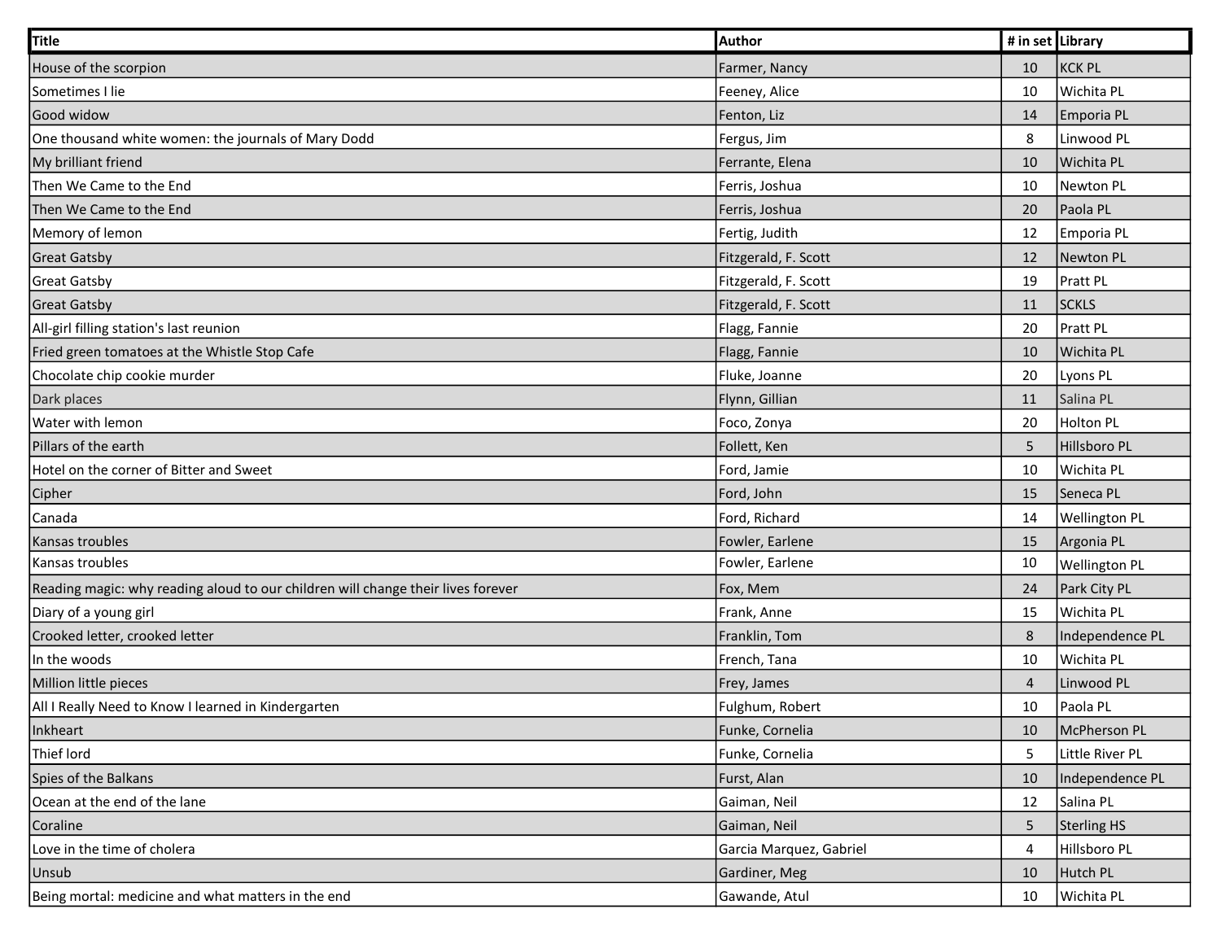| Title | Author | # in set | Library |
|---|---|---|---|
| House of the scorpion | Farmer, Nancy | 10 | KCK PL |
| Sometimes I lie | Feeney, Alice | 10 | Wichita PL |
| Good widow | Fenton, Liz | 14 | Emporia PL |
| One thousand white women: the journals of Mary Dodd | Fergus, Jim | 8 | Linwood PL |
| My brilliant friend | Ferrante, Elena | 10 | Wichita PL |
| Then We Came to the End | Ferris, Joshua | 10 | Newton PL |
| Then We Came to the End | Ferris, Joshua | 20 | Paola PL |
| Memory of lemon | Fertig, Judith | 12 | Emporia PL |
| Great Gatsby | Fitzgerald, F. Scott | 12 | Newton PL |
| Great Gatsby | Fitzgerald, F. Scott | 19 | Pratt PL |
| Great Gatsby | Fitzgerald, F. Scott | 11 | SCKLS |
| All-girl filling station's last reunion | Flagg, Fannie | 20 | Pratt PL |
| Fried green tomatoes at the Whistle Stop Cafe | Flagg, Fannie | 10 | Wichita PL |
| Chocolate chip cookie murder | Fluke, Joanne | 20 | Lyons PL |
| Dark places | Flynn, Gillian | 11 | Salina PL |
| Water with lemon | Foco, Zonya | 20 | Holton PL |
| Pillars of the earth | Follett, Ken | 5 | Hillsboro PL |
| Hotel on the corner of Bitter and Sweet | Ford, Jamie | 10 | Wichita PL |
| Cipher | Ford, John | 15 | Seneca PL |
| Canada | Ford, Richard | 14 | Wellington PL |
| Kansas troubles | Fowler, Earlene | 15 | Argonia PL |
| Kansas troubles | Fowler, Earlene | 10 | Wellington PL |
| Reading magic: why reading aloud to our children will change their lives forever | Fox, Mem | 24 | Park City PL |
| Diary of a young girl | Frank, Anne | 15 | Wichita PL |
| Crooked letter, crooked letter | Franklin, Tom | 8 | Independence PL |
| In the woods | French, Tana | 10 | Wichita PL |
| Million little pieces | Frey, James | 4 | Linwood PL |
| All I Really Need to Know I learned in Kindergarten | Fulghum, Robert | 10 | Paola PL |
| Inkheart | Funke, Cornelia | 10 | McPherson PL |
| Thief lord | Funke, Cornelia | 5 | Little River PL |
| Spies of the Balkans | Furst, Alan | 10 | Independence PL |
| Ocean at the end of the lane | Gaiman, Neil | 12 | Salina PL |
| Coraline | Gaiman, Neil | 5 | Sterling HS |
| Love in the time of cholera | Garcia Marquez, Gabriel | 4 | Hillsboro PL |
| Unsub | Gardiner, Meg | 10 | Hutch PL |
| Being mortal: medicine and what matters in the end | Gawande, Atul | 10 | Wichita PL |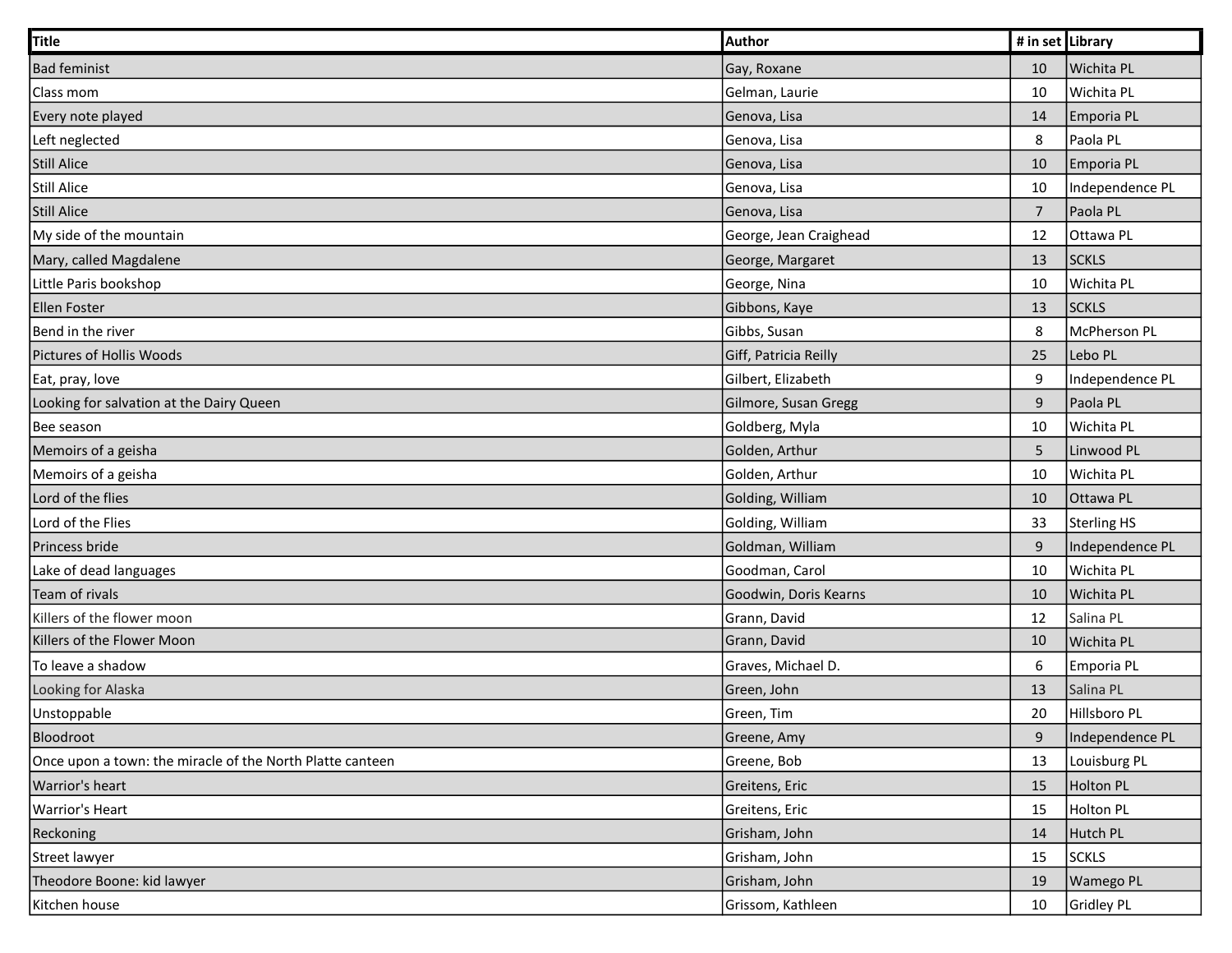| Title | Author | # in set | Library |
|---|---|---|---|
| Bad feminist | Gay, Roxane | 10 | Wichita PL |
| Class mom | Gelman, Laurie | 10 | Wichita PL |
| Every note played | Genova, Lisa | 14 | Emporia PL |
| Left neglected | Genova, Lisa | 8 | Paola PL |
| Still Alice | Genova, Lisa | 10 | Emporia PL |
| Still Alice | Genova, Lisa | 10 | Independence PL |
| Still Alice | Genova, Lisa | 7 | Paola PL |
| My side of the mountain | George, Jean Craighead | 12 | Ottawa PL |
| Mary, called Magdalene | George, Margaret | 13 | SCKLS |
| Little Paris bookshop | George, Nina | 10 | Wichita PL |
| Ellen Foster | Gibbons, Kaye | 13 | SCKLS |
| Bend in the river | Gibbs, Susan | 8 | McPherson PL |
| Pictures of Hollis Woods | Giff, Patricia Reilly | 25 | Lebo PL |
| Eat, pray, love | Gilbert, Elizabeth | 9 | Independence PL |
| Looking for salvation at the Dairy Queen | Gilmore, Susan Gregg | 9 | Paola PL |
| Bee season | Goldberg, Myla | 10 | Wichita PL |
| Memoirs of a geisha | Golden, Arthur | 5 | Linwood PL |
| Memoirs of a geisha | Golden, Arthur | 10 | Wichita PL |
| Lord of the flies | Golding, William | 10 | Ottawa PL |
| Lord of the Flies | Golding, William | 33 | Sterling HS |
| Princess bride | Goldman, William | 9 | Independence PL |
| Lake of dead languages | Goodman, Carol | 10 | Wichita PL |
| Team of rivals | Goodwin, Doris Kearns | 10 | Wichita PL |
| Killers of the flower moon | Grann, David | 12 | Salina PL |
| Killers of the Flower Moon | Grann, David | 10 | Wichita PL |
| To leave a shadow | Graves, Michael D. | 6 | Emporia PL |
| Looking for Alaska | Green, John | 13 | Salina PL |
| Unstoppable | Green, Tim | 20 | Hillsboro PL |
| Bloodroot | Greene, Amy | 9 | Independence PL |
| Once upon a town: the miracle of the North Platte canteen | Greene, Bob | 13 | Louisburg PL |
| Warrior's heart | Greitens, Eric | 15 | Holton PL |
| Warrior's Heart | Greitens, Eric | 15 | Holton PL |
| Reckoning | Grisham, John | 14 | Hutch PL |
| Street lawyer | Grisham, John | 15 | SCKLS |
| Theodore Boone: kid lawyer | Grisham, John | 19 | Wamego PL |
| Kitchen house | Grissom, Kathleen | 10 | Gridley PL |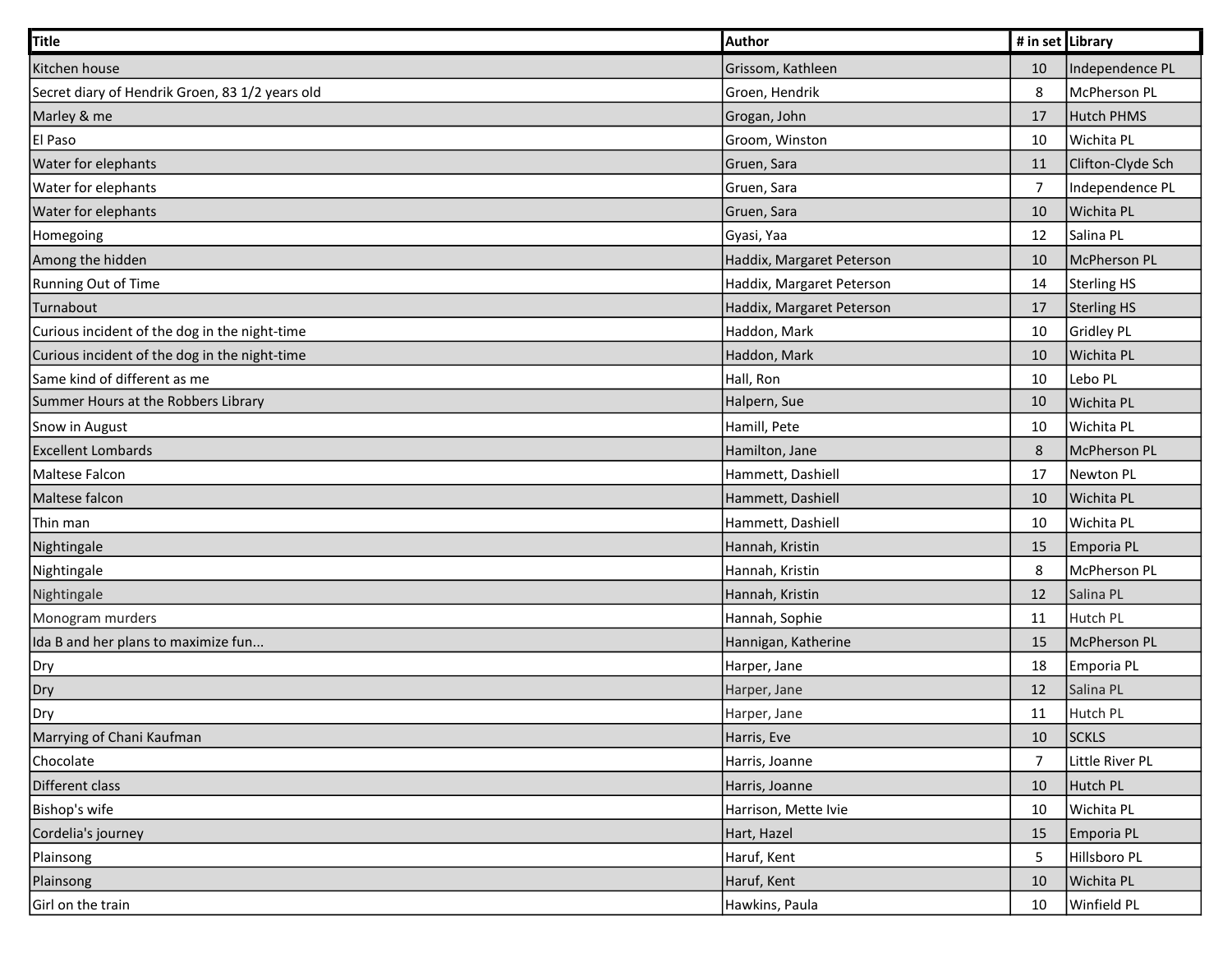| Title | Author | # in set | Library |
|---|---|---|---|
| Kitchen house | Grissom, Kathleen | 10 | Independence PL |
| Secret diary of Hendrik Groen, 83 1/2 years old | Groen, Hendrik | 8 | McPherson PL |
| Marley & me | Grogan, John | 17 | Hutch PHMS |
| El Paso | Groom, Winston | 10 | Wichita PL |
| Water for elephants | Gruen, Sara | 11 | Clifton-Clyde Sch |
| Water for elephants | Gruen, Sara | 7 | Independence PL |
| Water for elephants | Gruen, Sara | 10 | Wichita PL |
| Homegoing | Gyasi, Yaa | 12 | Salina PL |
| Among the hidden | Haddix, Margaret Peterson | 10 | McPherson PL |
| Running Out of Time | Haddix, Margaret Peterson | 14 | Sterling HS |
| Turnabout | Haddix, Margaret Peterson | 17 | Sterling HS |
| Curious incident of the dog in the night-time | Haddon, Mark | 10 | Gridley PL |
| Curious incident of the dog in the night-time | Haddon, Mark | 10 | Wichita PL |
| Same kind of different as me | Hall, Ron | 10 | Lebo PL |
| Summer Hours at the Robbers Library | Halpern, Sue | 10 | Wichita PL |
| Snow in August | Hamill, Pete | 10 | Wichita PL |
| Excellent Lombards | Hamilton, Jane | 8 | McPherson PL |
| Maltese Falcon | Hammett, Dashiell | 17 | Newton PL |
| Maltese falcon | Hammett, Dashiell | 10 | Wichita PL |
| Thin man | Hammett, Dashiell | 10 | Wichita PL |
| Nightingale | Hannah, Kristin | 15 | Emporia PL |
| Nightingale | Hannah, Kristin | 8 | McPherson PL |
| Nightingale | Hannah, Kristin | 12 | Salina PL |
| Monogram murders | Hannah, Sophie | 11 | Hutch PL |
| Ida B and her plans to maximize fun... | Hannigan, Katherine | 15 | McPherson PL |
| Dry | Harper, Jane | 18 | Emporia PL |
| Dry | Harper, Jane | 12 | Salina PL |
| Dry | Harper, Jane | 11 | Hutch PL |
| Marrying of Chani Kaufman | Harris, Eve | 10 | SCKLS |
| Chocolate | Harris, Joanne | 7 | Little River PL |
| Different class | Harris, Joanne | 10 | Hutch PL |
| Bishop's wife | Harrison, Mette Ivie | 10 | Wichita PL |
| Cordelia's journey | Hart, Hazel | 15 | Emporia PL |
| Plainsong | Haruf, Kent | 5 | Hillsboro PL |
| Plainsong | Haruf, Kent | 10 | Wichita PL |
| Girl on the train | Hawkins, Paula | 10 | Winfield PL |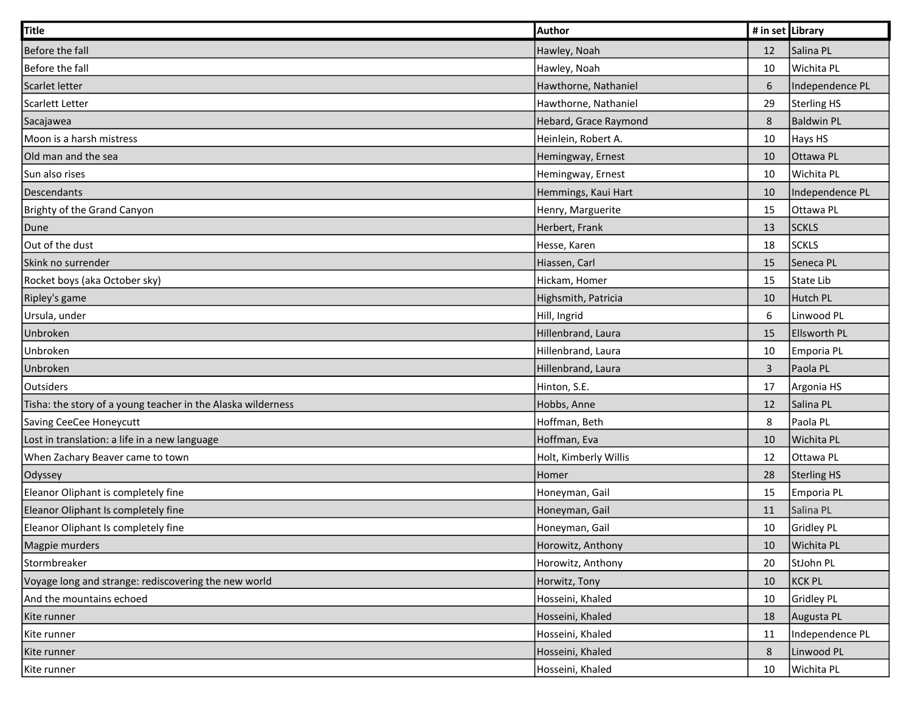| Title | Author | # in set | Library |
|---|---|---|---|
| Before the fall | Hawley, Noah | 12 | Salina PL |
| Before the fall | Hawley, Noah | 10 | Wichita PL |
| Scarlet letter | Hawthorne, Nathaniel | 6 | Independence PL |
| Scarlett Letter | Hawthorne, Nathaniel | 29 | Sterling HS |
| Sacajawea | Hebard, Grace Raymond | 8 | Baldwin PL |
| Moon is a harsh mistress | Heinlein, Robert A. | 10 | Hays HS |
| Old man and the sea | Hemingway, Ernest | 10 | Ottawa PL |
| Sun also rises | Hemingway, Ernest | 10 | Wichita PL |
| Descendants | Hemmings, Kaui Hart | 10 | Independence PL |
| Brighty of the Grand Canyon | Henry, Marguerite | 15 | Ottawa PL |
| Dune | Herbert, Frank | 13 | SCKLS |
| Out of the dust | Hesse, Karen | 18 | SCKLS |
| Skink no surrender | Hiassen, Carl | 15 | Seneca PL |
| Rocket boys (aka October sky) | Hickam, Homer | 15 | State Lib |
| Ripley's game | Highsmith, Patricia | 10 | Hutch PL |
| Ursula, under | Hill, Ingrid | 6 | Linwood PL |
| Unbroken | Hillenbrand, Laura | 15 | Ellsworth PL |
| Unbroken | Hillenbrand, Laura | 10 | Emporia PL |
| Unbroken | Hillenbrand, Laura | 3 | Paola PL |
| Outsiders | Hinton, S.E. | 17 | Argonia HS |
| Tisha: the story of a young teacher in the Alaska wilderness | Hobbs, Anne | 12 | Salina PL |
| Saving CeeCee Honeycutt | Hoffman, Beth | 8 | Paola PL |
| Lost in translation: a life in a new language | Hoffman, Eva | 10 | Wichita PL |
| When Zachary Beaver came to town | Holt, Kimberly Willis | 12 | Ottawa PL |
| Odyssey | Homer | 28 | Sterling HS |
| Eleanor Oliphant is completely fine | Honeyman, Gail | 15 | Emporia PL |
| Eleanor Oliphant Is completely fine | Honeyman, Gail | 11 | Salina PL |
| Eleanor Oliphant Is completely fine | Honeyman, Gail | 10 | Gridley PL |
| Magpie murders | Horowitz, Anthony | 10 | Wichita PL |
| Stormbreaker | Horowitz, Anthony | 20 | StJohn PL |
| Voyage long and strange: rediscovering the new world | Horwitz, Tony | 10 | KCK PL |
| And the mountains echoed | Hosseini, Khaled | 10 | Gridley PL |
| Kite runner | Hosseini, Khaled | 18 | Augusta PL |
| Kite runner | Hosseini, Khaled | 11 | Independence PL |
| Kite runner | Hosseini, Khaled | 8 | Linwood PL |
| Kite runner | Hosseini, Khaled | 10 | Wichita PL |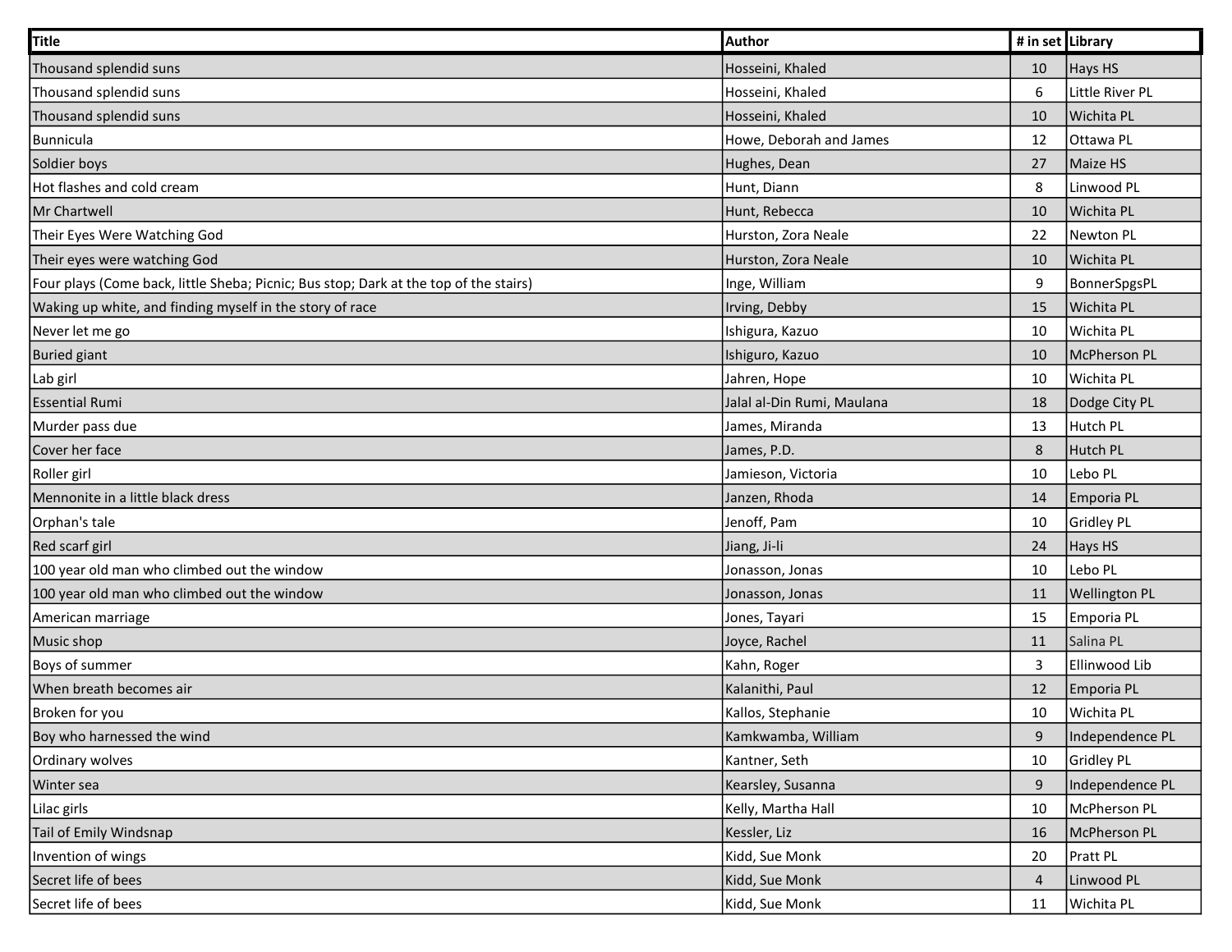| Title | Author | # in set | Library |
|---|---|---|---|
| Thousand splendid suns | Hosseini, Khaled | 10 | Hays HS |
| Thousand splendid suns | Hosseini, Khaled | 6 | Little River PL |
| Thousand splendid suns | Hosseini, Khaled | 10 | Wichita PL |
| Bunnicula | Howe, Deborah and James | 12 | Ottawa PL |
| Soldier boys | Hughes, Dean | 27 | Maize HS |
| Hot flashes and cold cream | Hunt, Diann | 8 | Linwood PL |
| Mr Chartwell | Hunt, Rebecca | 10 | Wichita PL |
| Their Eyes Were Watching God | Hurston, Zora Neale | 22 | Newton PL |
| Their eyes were watching God | Hurston, Zora Neale | 10 | Wichita PL |
| Four plays (Come back, little Sheba; Picnic; Bus stop; Dark at the top of the stairs) | Inge, William | 9 | BonnerSpgsPL |
| Waking up white, and finding myself in the story of race | Irving, Debby | 15 | Wichita PL |
| Never let me go | Ishigura, Kazuo | 10 | Wichita PL |
| Buried giant | Ishiguro, Kazuo | 10 | McPherson PL |
| Lab girl | Jahren, Hope | 10 | Wichita PL |
| Essential Rumi | Jalal al-Din Rumi, Maulana | 18 | Dodge City PL |
| Murder pass due | James, Miranda | 13 | Hutch PL |
| Cover her face | James, P.D. | 8 | Hutch PL |
| Roller girl | Jamieson, Victoria | 10 | Lebo PL |
| Mennonite in a little black dress | Janzen, Rhoda | 14 | Emporia PL |
| Orphan's tale | Jenoff, Pam | 10 | Gridley PL |
| Red scarf girl | Jiang, Ji-li | 24 | Hays HS |
| 100 year old man who climbed out the window | Jonasson, Jonas | 10 | Lebo PL |
| 100 year old man who climbed out the window | Jonasson, Jonas | 11 | Wellington PL |
| American marriage | Jones, Tayari | 15 | Emporia PL |
| Music shop | Joyce, Rachel | 11 | Salina PL |
| Boys of summer | Kahn, Roger | 3 | Ellinwood Lib |
| When breath becomes air | Kalanithi, Paul | 12 | Emporia PL |
| Broken for you | Kallos, Stephanie | 10 | Wichita PL |
| Boy who harnessed the wind | Kamkwamba, William | 9 | Independence PL |
| Ordinary wolves | Kantner, Seth | 10 | Gridley PL |
| Winter sea | Kearsley, Susanna | 9 | Independence PL |
| Lilac girls | Kelly, Martha Hall | 10 | McPherson PL |
| Tail of Emily Windsnap | Kessler, Liz | 16 | McPherson PL |
| Invention of wings | Kidd, Sue Monk | 20 | Pratt PL |
| Secret life of bees | Kidd, Sue Monk | 4 | Linwood PL |
| Secret life of bees | Kidd, Sue Monk | 11 | Wichita PL |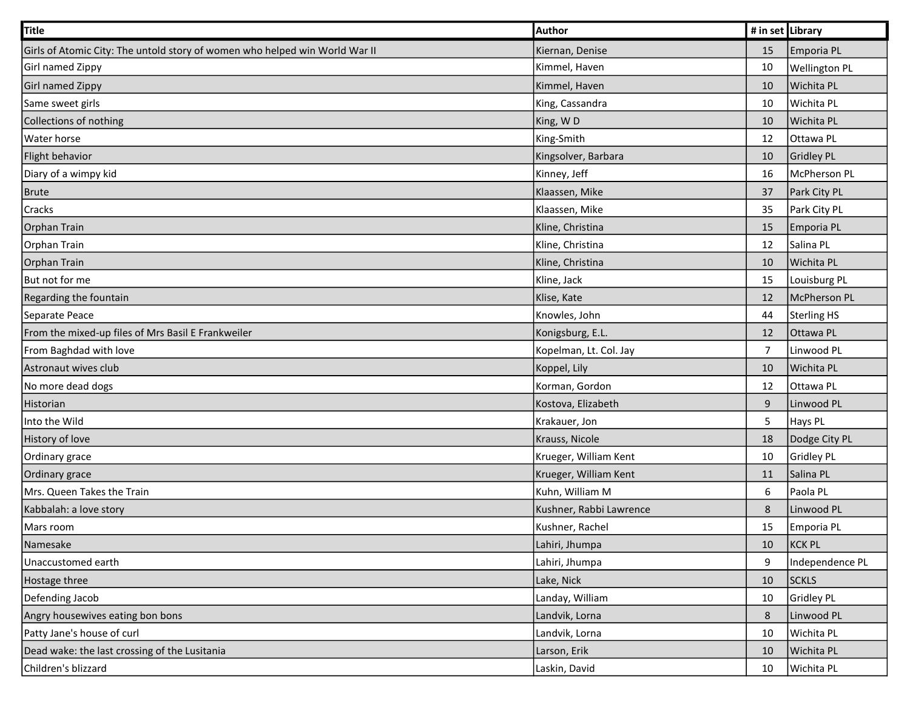| Title | Author | # in set | Library |
|---|---|---|---|
| Girls of Atomic City: The untold story of women who helped win World War II | Kiernan, Denise | 15 | Emporia PL |
| Girl named Zippy | Kimmel, Haven | 10 | Wellington PL |
| Girl named Zippy | Kimmel, Haven | 10 | Wichita PL |
| Same sweet girls | King, Cassandra | 10 | Wichita PL |
| Collections of nothing | King, W D | 10 | Wichita PL |
| Water horse | King-Smith | 12 | Ottawa PL |
| Flight behavior | Kingsolver, Barbara | 10 | Gridley PL |
| Diary of a wimpy kid | Kinney, Jeff | 16 | McPherson PL |
| Brute | Klaassen, Mike | 37 | Park City PL |
| Cracks | Klaassen, Mike | 35 | Park City PL |
| Orphan Train | Kline, Christina | 15 | Emporia PL |
| Orphan Train | Kline, Christina | 12 | Salina PL |
| Orphan Train | Kline, Christina | 10 | Wichita PL |
| But not for me | Kline, Jack | 15 | Louisburg PL |
| Regarding the fountain | Klise, Kate | 12 | McPherson PL |
| Separate Peace | Knowles, John | 44 | Sterling HS |
| From the mixed-up files of Mrs Basil E Frankweiler | Konigsburg, E.L. | 12 | Ottawa PL |
| From Baghdad with love | Kopelman, Lt. Col. Jay | 7 | Linwood PL |
| Astronaut wives club | Koppel, Lily | 10 | Wichita PL |
| No more dead dogs | Korman, Gordon | 12 | Ottawa PL |
| Historian | Kostova, Elizabeth | 9 | Linwood PL |
| Into the Wild | Krakauer, Jon | 5 | Hays PL |
| History of love | Krauss, Nicole | 18 | Dodge City PL |
| Ordinary grace | Krueger, William Kent | 10 | Gridley PL |
| Ordinary grace | Krueger, William Kent | 11 | Salina PL |
| Mrs. Queen Takes the Train | Kuhn, William M | 6 | Paola PL |
| Kabbalah: a love story | Kushner, Rabbi Lawrence | 8 | Linwood PL |
| Mars room | Kushner, Rachel | 15 | Emporia PL |
| Namesake | Lahiri, Jhumpa | 10 | KCK PL |
| Unaccustomed earth | Lahiri, Jhumpa | 9 | Independence PL |
| Hostage three | Lake, Nick | 10 | SCKLS |
| Defending Jacob | Landay, William | 10 | Gridley PL |
| Angry housewives eating bon bons | Landvik, Lorna | 8 | Linwood PL |
| Patty Jane's house of curl | Landvik, Lorna | 10 | Wichita PL |
| Dead wake: the last crossing of the Lusitania | Larson, Erik | 10 | Wichita PL |
| Children's blizzard | Laskin, David | 10 | Wichita PL |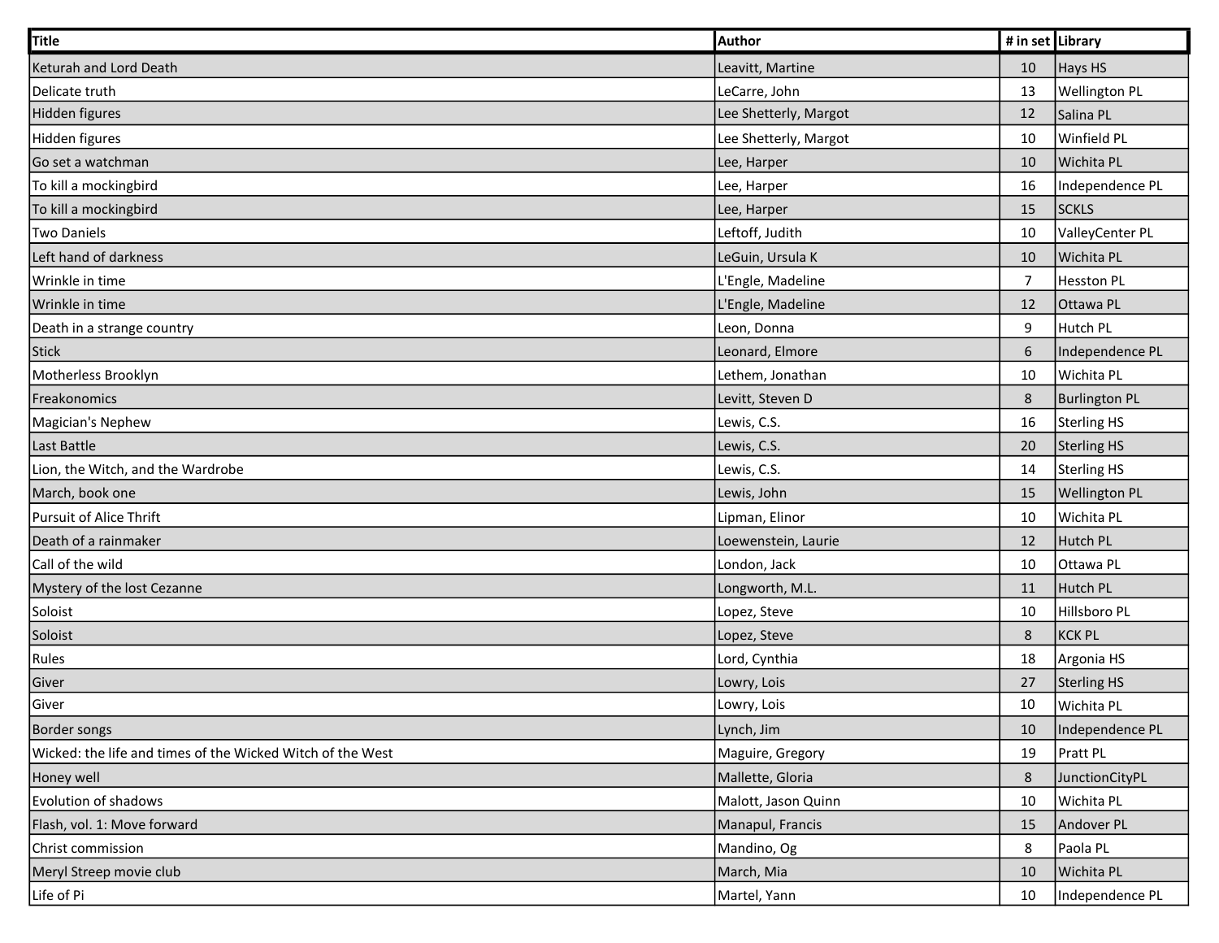| Title | Author | # in set | Library |
|---|---|---|---|
| Keturah and Lord Death | Leavitt, Martine | 10 | Hays HS |
| Delicate truth | LeCarre, John | 13 | Wellington PL |
| Hidden figures | Lee Shetterly, Margot | 12 | Salina PL |
| Hidden figures | Lee Shetterly, Margot | 10 | Winfield PL |
| Go set a watchman | Lee, Harper | 10 | Wichita PL |
| To kill a mockingbird | Lee, Harper | 16 | Independence PL |
| To kill a mockingbird | Lee, Harper | 15 | SCKLS |
| Two Daniels | Leftoff, Judith | 10 | ValleyCenter PL |
| Left hand of darkness | LeGuin, Ursula K | 10 | Wichita PL |
| Wrinkle in time | L'Engle, Madeline | 7 | Hesston PL |
| Wrinkle in time | L'Engle, Madeline | 12 | Ottawa PL |
| Death in a strange country | Leon, Donna | 9 | Hutch PL |
| Stick | Leonard, Elmore | 6 | Independence PL |
| Motherless Brooklyn | Lethem, Jonathan | 10 | Wichita PL |
| Freakonomics | Levitt, Steven D | 8 | Burlington PL |
| Magician's Nephew | Lewis, C.S. | 16 | Sterling HS |
| Last Battle | Lewis, C.S. | 20 | Sterling HS |
| Lion, the Witch, and the Wardrobe | Lewis, C.S. | 14 | Sterling HS |
| March, book one | Lewis, John | 15 | Wellington PL |
| Pursuit of Alice Thrift | Lipman, Elinor | 10 | Wichita PL |
| Death of a rainmaker | Loewenstein, Laurie | 12 | Hutch PL |
| Call of the wild | London, Jack | 10 | Ottawa PL |
| Mystery of the lost Cezanne | Longworth, M.L. | 11 | Hutch PL |
| Soloist | Lopez, Steve | 10 | Hillsboro PL |
| Soloist | Lopez, Steve | 8 | KCK PL |
| Rules | Lord, Cynthia | 18 | Argonia HS |
| Giver | Lowry, Lois | 27 | Sterling HS |
| Giver | Lowry, Lois | 10 | Wichita PL |
| Border songs | Lynch, Jim | 10 | Independence PL |
| Wicked: the life and times of the Wicked Witch of the West | Maguire, Gregory | 19 | Pratt PL |
| Honey well | Mallette, Gloria | 8 | JunctionCityPL |
| Evolution of shadows | Malott, Jason Quinn | 10 | Wichita PL |
| Flash, vol. 1: Move forward | Manapul, Francis | 15 | Andover PL |
| Christ commission | Mandino, Og | 8 | Paola PL |
| Meryl Streep movie club | March, Mia | 10 | Wichita PL |
| Life of Pi | Martel, Yann | 10 | Independence PL |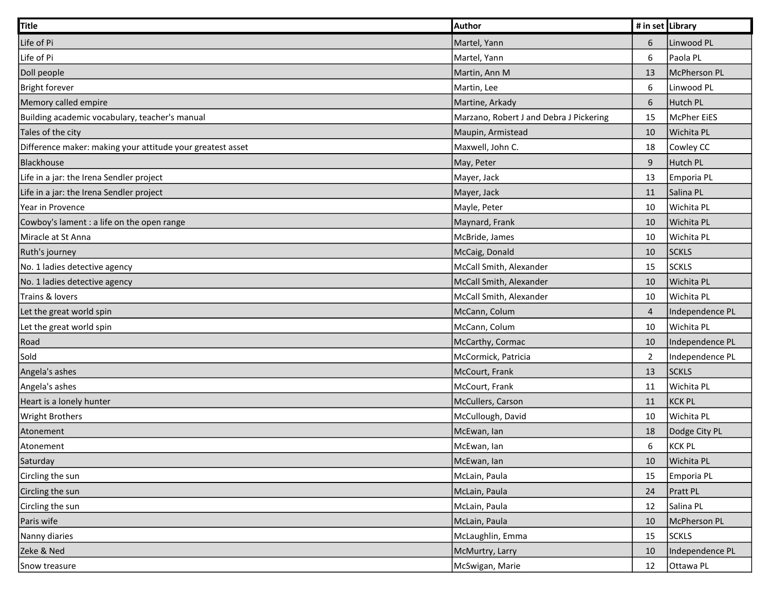| Title | Author | # in set | Library |
|---|---|---|---|
| Life of Pi | Martel, Yann | 6 | Linwood PL |
| Life of Pi | Martel, Yann | 6 | Paola PL |
| Doll people | Martin, Ann M | 13 | McPherson PL |
| Bright forever | Martin, Lee | 6 | Linwood PL |
| Memory called empire | Martine, Arkady | 6 | Hutch PL |
| Building academic vocabulary, teacher's manual | Marzano, Robert J and Debra J Pickering | 15 | McPher EiES |
| Tales of the city | Maupin, Armistead | 10 | Wichita PL |
| Difference maker: making your attitude your greatest asset | Maxwell, John C. | 18 | Cowley CC |
| Blackhouse | May, Peter | 9 | Hutch PL |
| Life in a jar: the Irena Sendler project | Mayer, Jack | 13 | Emporia PL |
| Life in a jar: the Irena Sendler project | Mayer, Jack | 11 | Salina PL |
| Year in Provence | Mayle, Peter | 10 | Wichita PL |
| Cowboy's lament : a life on the open range | Maynard, Frank | 10 | Wichita PL |
| Miracle at St Anna | McBride, James | 10 | Wichita PL |
| Ruth's journey | McCaig, Donald | 10 | SCKLS |
| No. 1 ladies detective agency | McCall Smith, Alexander | 15 | SCKLS |
| No. 1 ladies detective agency | McCall Smith, Alexander | 10 | Wichita PL |
| Trains & lovers | McCall Smith, Alexander | 10 | Wichita PL |
| Let the great world spin | McCann, Colum | 4 | Independence PL |
| Let the great world spin | McCann, Colum | 10 | Wichita PL |
| Road | McCarthy, Cormac | 10 | Independence PL |
| Sold | McCormick, Patricia | 2 | Independence PL |
| Angela's ashes | McCourt, Frank | 13 | SCKLS |
| Angela's ashes | McCourt, Frank | 11 | Wichita PL |
| Heart is a lonely hunter | McCullers, Carson | 11 | KCK PL |
| Wright Brothers | McCullough, David | 10 | Wichita PL |
| Atonement | McEwan, Ian | 18 | Dodge City PL |
| Atonement | McEwan, Ian | 6 | KCK PL |
| Saturday | McEwan, Ian | 10 | Wichita PL |
| Circling the sun | McLain, Paula | 15 | Emporia PL |
| Circling the sun | McLain, Paula | 24 | Pratt PL |
| Circling the sun | McLain, Paula | 12 | Salina PL |
| Paris wife | McLain, Paula | 10 | McPherson PL |
| Nanny diaries | McLaughlin, Emma | 15 | SCKLS |
| Zeke & Ned | McMurtry, Larry | 10 | Independence PL |
| Snow treasure | McSwigan, Marie | 12 | Ottawa PL |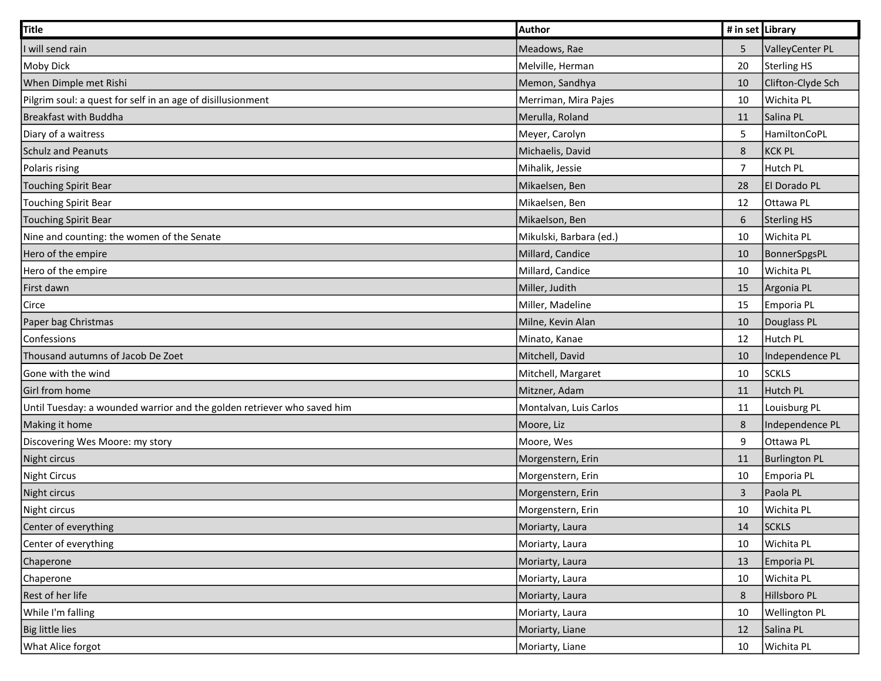| Title | Author | # in set | Library |
|---|---|---|---|
| I will send rain | Meadows, Rae | 5 | ValleyCenter PL |
| Moby Dick | Melville, Herman | 20 | Sterling HS |
| When Dimple met Rishi | Memon, Sandhya | 10 | Clifton-Clyde Sch |
| Pilgrim soul: a quest for self in an age of disillusionment | Merriman, Mira Pajes | 10 | Wichita PL |
| Breakfast with Buddha | Merulla, Roland | 11 | Salina PL |
| Diary of a waitress | Meyer, Carolyn | 5 | HamiltonCoPL |
| Schulz and Peanuts | Michaelis, David | 8 | KCK PL |
| Polaris rising | Mihalik, Jessie | 7 | Hutch PL |
| Touching Spirit Bear | Mikaelsen, Ben | 28 | El Dorado PL |
| Touching Spirit Bear | Mikaelsen, Ben | 12 | Ottawa PL |
| Touching Spirit Bear | Mikaelson, Ben | 6 | Sterling HS |
| Nine and counting: the women of the Senate | Mikulski, Barbara (ed.) | 10 | Wichita PL |
| Hero of the empire | Millard, Candice | 10 | BonnerSpgsPL |
| Hero of the empire | Millard, Candice | 10 | Wichita PL |
| First dawn | Miller, Judith | 15 | Argonia PL |
| Circe | Miller, Madeline | 15 | Emporia PL |
| Paper bag Christmas | Milne, Kevin Alan | 10 | Douglass PL |
| Confessions | Minato, Kanae | 12 | Hutch PL |
| Thousand autumns of Jacob De Zoet | Mitchell, David | 10 | Independence PL |
| Gone with the wind | Mitchell, Margaret | 10 | SCKLS |
| Girl from home | Mitzner, Adam | 11 | Hutch PL |
| Until Tuesday: a wounded warrior and the golden retriever who saved him | Montalvan, Luis Carlos | 11 | Louisburg PL |
| Making it home | Moore, Liz | 8 | Independence PL |
| Discovering Wes Moore: my story | Moore, Wes | 9 | Ottawa PL |
| Night circus | Morgenstern, Erin | 11 | Burlington PL |
| Night Circus | Morgenstern, Erin | 10 | Emporia PL |
| Night circus | Morgenstern, Erin | 3 | Paola PL |
| Night circus | Morgenstern, Erin | 10 | Wichita PL |
| Center of everything | Moriarty, Laura | 14 | SCKLS |
| Center of everything | Moriarty, Laura | 10 | Wichita PL |
| Chaperone | Moriarty, Laura | 13 | Emporia PL |
| Chaperone | Moriarty, Laura | 10 | Wichita PL |
| Rest of her life | Moriarty, Laura | 8 | Hillsboro PL |
| While I'm falling | Moriarty, Laura | 10 | Wellington PL |
| Big little lies | Moriarty, Liane | 12 | Salina PL |
| What Alice forgot | Moriarty, Liane | 10 | Wichita PL |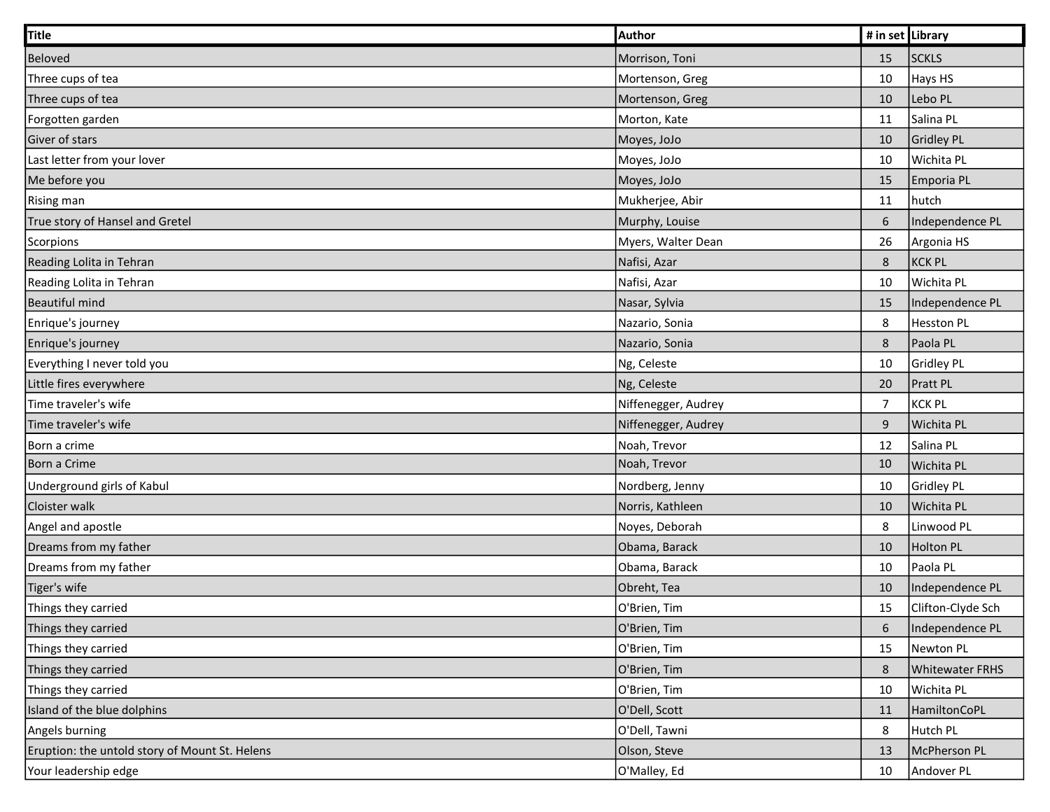| Title | Author | # in set | Library |
|---|---|---|---|
| Beloved | Morrison, Toni | 15 | SCKLS |
| Three cups of tea | Mortenson, Greg | 10 | Hays HS |
| Three cups of tea | Mortenson, Greg | 10 | Lebo PL |
| Forgotten garden | Morton, Kate | 11 | Salina PL |
| Giver of stars | Moyes, JoJo | 10 | Gridley PL |
| Last letter from your lover | Moyes, JoJo | 10 | Wichita PL |
| Me before you | Moyes, JoJo | 15 | Emporia PL |
| Rising man | Mukherjee, Abir | 11 | hutch |
| True story of Hansel and Gretel | Murphy, Louise | 6 | Independence PL |
| Scorpions | Myers, Walter Dean | 26 | Argonia HS |
| Reading Lolita in Tehran | Nafisi, Azar | 8 | KCK PL |
| Reading Lolita in Tehran | Nafisi, Azar | 10 | Wichita PL |
| Beautiful mind | Nasar, Sylvia | 15 | Independence PL |
| Enrique's journey | Nazario, Sonia | 8 | Hesston PL |
| Enrique's journey | Nazario, Sonia | 8 | Paola PL |
| Everything I never told you | Ng, Celeste | 10 | Gridley PL |
| Little fires everywhere | Ng, Celeste | 20 | Pratt PL |
| Time traveler's wife | Niffenegger, Audrey | 7 | KCK PL |
| Time traveler's wife | Niffenegger, Audrey | 9 | Wichita PL |
| Born a crime | Noah, Trevor | 12 | Salina PL |
| Born a Crime | Noah, Trevor | 10 | Wichita PL |
| Underground girls of Kabul | Nordberg, Jenny | 10 | Gridley PL |
| Cloister walk | Norris, Kathleen | 10 | Wichita PL |
| Angel and apostle | Noyes, Deborah | 8 | Linwood PL |
| Dreams from my father | Obama, Barack | 10 | Holton PL |
| Dreams from my father | Obama, Barack | 10 | Paola PL |
| Tiger's wife | Obreht, Tea | 10 | Independence PL |
| Things they carried | O'Brien, Tim | 15 | Clifton-Clyde Sch |
| Things they carried | O'Brien, Tim | 6 | Independence PL |
| Things they carried | O'Brien, Tim | 15 | Newton PL |
| Things they carried | O'Brien, Tim | 8 | Whitewater FRHS |
| Things they carried | O'Brien, Tim | 10 | Wichita PL |
| Island of the blue dolphins | O'Dell, Scott | 11 | HamiltonCoPL |
| Angels burning | O'Dell, Tawni | 8 | Hutch PL |
| Eruption: the untold story of Mount St. Helens | Olson, Steve | 13 | McPherson PL |
| Your leadership edge | O'Malley, Ed | 10 | Andover PL |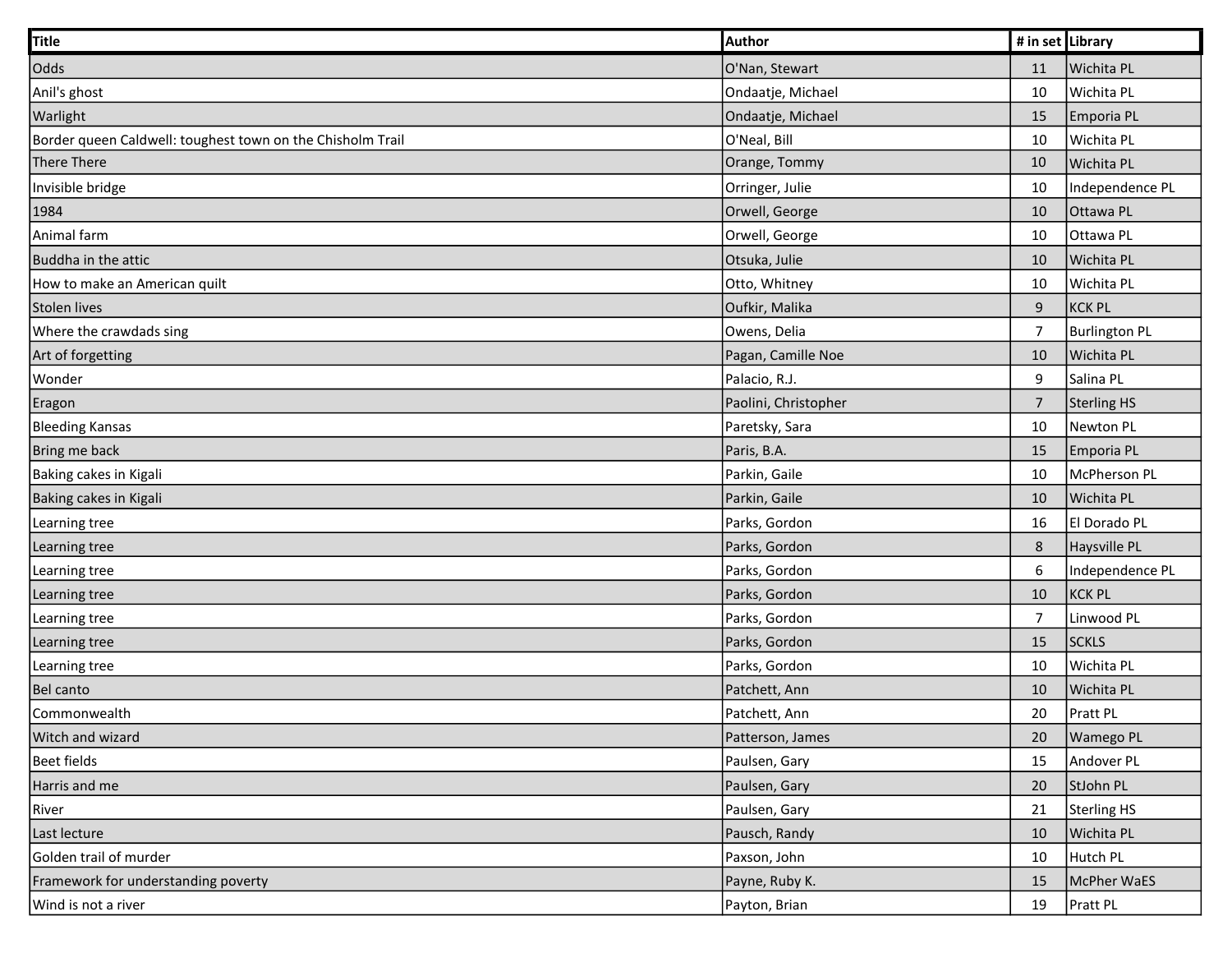| Title | Author | # in set | Library |
|---|---|---|---|
| Odds | O'Nan, Stewart | 11 | Wichita PL |
| Anil's ghost | Ondaatje, Michael | 10 | Wichita PL |
| Warlight | Ondaatje, Michael | 15 | Emporia PL |
| Border queen Caldwell: toughest town on the Chisholm Trail | O'Neal, Bill | 10 | Wichita PL |
| There There | Orange, Tommy | 10 | Wichita PL |
| Invisible bridge | Orringer, Julie | 10 | Independence PL |
| 1984 | Orwell, George | 10 | Ottawa PL |
| Animal farm | Orwell, George | 10 | Ottawa PL |
| Buddha in the attic | Otsuka, Julie | 10 | Wichita PL |
| How to make an American quilt | Otto, Whitney | 10 | Wichita PL |
| Stolen lives | Oufkir, Malika | 9 | KCK PL |
| Where the crawdads sing | Owens, Delia | 7 | Burlington PL |
| Art of forgetting | Pagan, Camille Noe | 10 | Wichita PL |
| Wonder | Palacio, R.J. | 9 | Salina PL |
| Eragon | Paolini, Christopher | 7 | Sterling HS |
| Bleeding Kansas | Paretsky, Sara | 10 | Newton PL |
| Bring me back | Paris, B.A. | 15 | Emporia PL |
| Baking cakes in Kigali | Parkin, Gaile | 10 | McPherson PL |
| Baking cakes in Kigali | Parkin, Gaile | 10 | Wichita PL |
| Learning tree | Parks, Gordon | 16 | El Dorado PL |
| Learning tree | Parks, Gordon | 8 | Haysville PL |
| Learning tree | Parks, Gordon | 6 | Independence PL |
| Learning tree | Parks, Gordon | 10 | KCK PL |
| Learning tree | Parks, Gordon | 7 | Linwood PL |
| Learning tree | Parks, Gordon | 15 | SCKLS |
| Learning tree | Parks, Gordon | 10 | Wichita PL |
| Bel canto | Patchett, Ann | 10 | Wichita PL |
| Commonwealth | Patchett, Ann | 20 | Pratt PL |
| Witch and wizard | Patterson, James | 20 | Wamego PL |
| Beet fields | Paulsen, Gary | 15 | Andover PL |
| Harris and me | Paulsen, Gary | 20 | StJohn PL |
| River | Paulsen, Gary | 21 | Sterling HS |
| Last lecture | Pausch, Randy | 10 | Wichita PL |
| Golden trail of murder | Paxson, John | 10 | Hutch PL |
| Framework for understanding poverty | Payne, Ruby K. | 15 | McPher WaES |
| Wind is not a river | Payton, Brian | 19 | Pratt PL |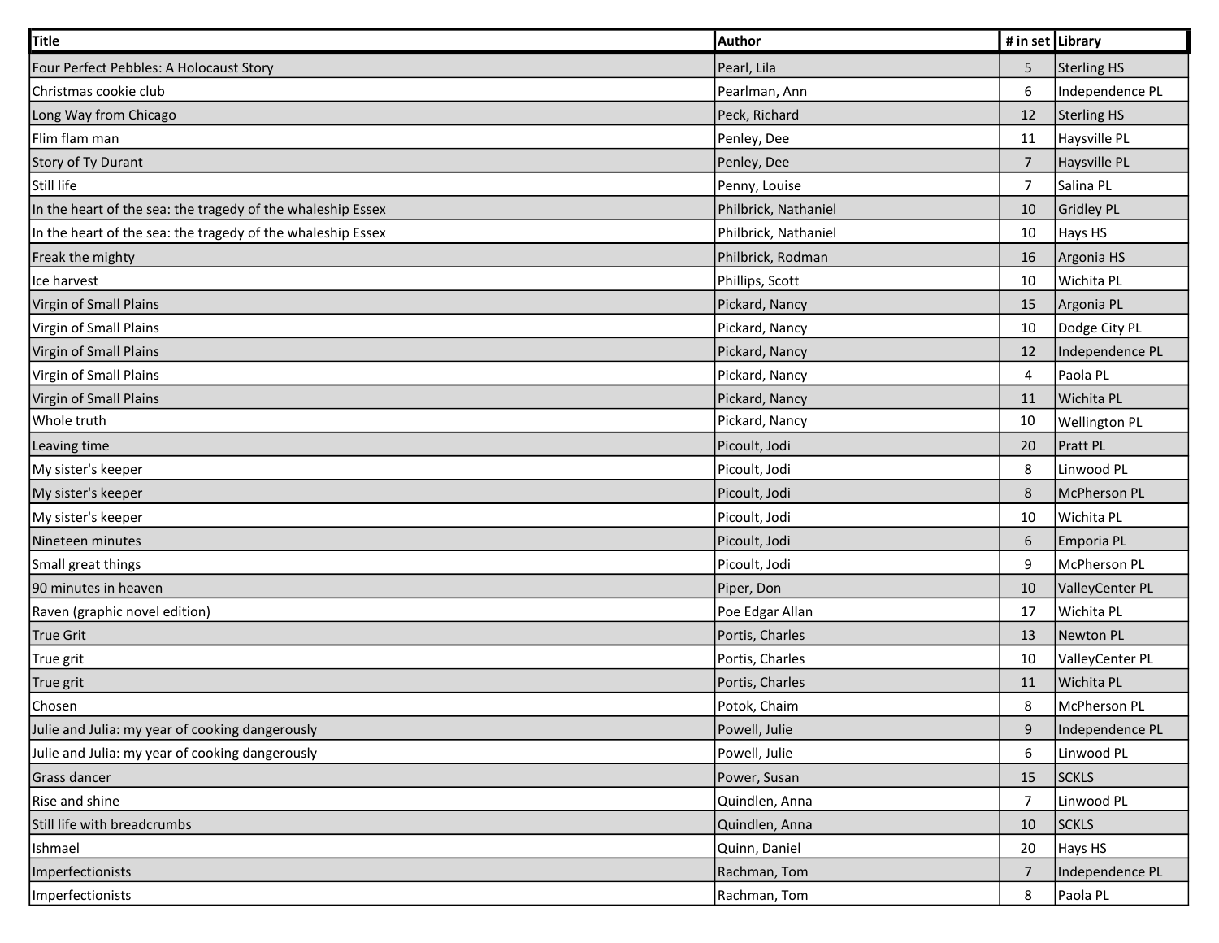| Title | Author | # in set | Library |
|---|---|---|---|
| Four Perfect Pebbles: A Holocaust Story | Pearl, Lila | 5 | Sterling HS |
| Christmas cookie club | Pearlman, Ann | 6 | Independence PL |
| Long Way from Chicago | Peck, Richard | 12 | Sterling HS |
| Flim flam man | Penley, Dee | 11 | Haysville PL |
| Story of Ty Durant | Penley, Dee | 7 | Haysville PL |
| Still life | Penny, Louise | 7 | Salina PL |
| In the heart of the sea: the tragedy of the whaleship Essex | Philbrick, Nathaniel | 10 | Gridley PL |
| In the heart of the sea: the tragedy of the whaleship Essex | Philbrick, Nathaniel | 10 | Hays HS |
| Freak the mighty | Philbrick, Rodman | 16 | Argonia HS |
| Ice harvest | Phillips, Scott | 10 | Wichita PL |
| Virgin of Small Plains | Pickard, Nancy | 15 | Argonia PL |
| Virgin of Small Plains | Pickard, Nancy | 10 | Dodge City PL |
| Virgin of Small Plains | Pickard, Nancy | 12 | Independence PL |
| Virgin of Small Plains | Pickard, Nancy | 4 | Paola PL |
| Virgin of Small Plains | Pickard, Nancy | 11 | Wichita PL |
| Whole truth | Pickard, Nancy | 10 | Wellington PL |
| Leaving time | Picoult, Jodi | 20 | Pratt PL |
| My sister's keeper | Picoult, Jodi | 8 | Linwood PL |
| My sister's keeper | Picoult, Jodi | 8 | McPherson PL |
| My sister's keeper | Picoult, Jodi | 10 | Wichita PL |
| Nineteen minutes | Picoult, Jodi | 6 | Emporia PL |
| Small great things | Picoult, Jodi | 9 | McPherson PL |
| 90 minutes in heaven | Piper, Don | 10 | ValleyCenter PL |
| Raven (graphic novel edition) | Poe Edgar Allan | 17 | Wichita PL |
| True Grit | Portis, Charles | 13 | Newton PL |
| True grit | Portis, Charles | 10 | ValleyCenter PL |
| True grit | Portis, Charles | 11 | Wichita PL |
| Chosen | Potok, Chaim | 8 | McPherson PL |
| Julie and Julia: my year of cooking dangerously | Powell, Julie | 9 | Independence PL |
| Julie and Julia: my year of cooking dangerously | Powell, Julie | 6 | Linwood PL |
| Grass dancer | Power, Susan | 15 | SCKLS |
| Rise and shine | Quindlen, Anna | 7 | Linwood PL |
| Still life with breadcrumbs | Quindlen, Anna | 10 | SCKLS |
| Ishmael | Quinn, Daniel | 20 | Hays HS |
| Imperfectionists | Rachman, Tom | 7 | Independence PL |
| Imperfectionists | Rachman, Tom | 8 | Paola PL |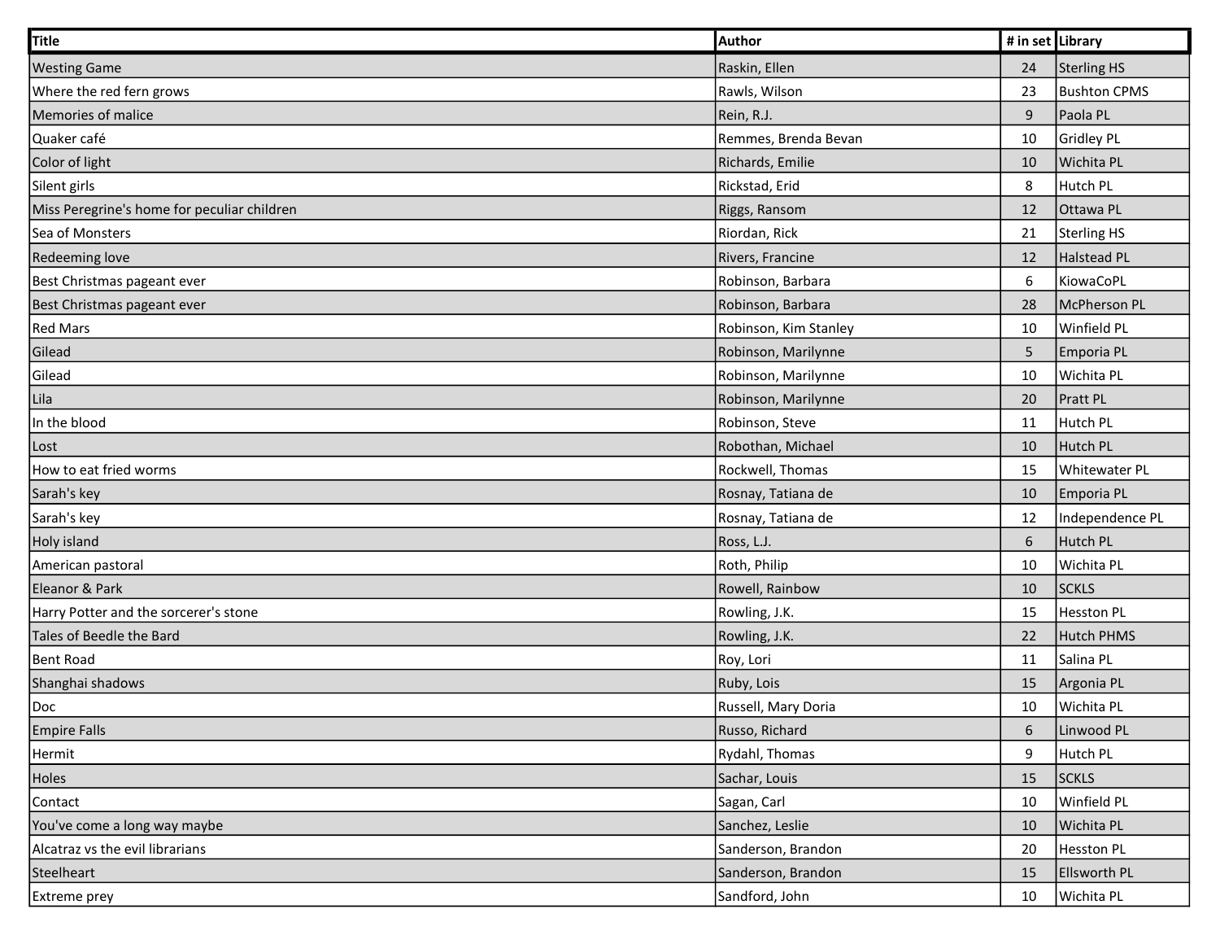| Title | Author | # in set | Library |
|---|---|---|---|
| Westing Game | Raskin, Ellen | 24 | Sterling HS |
| Where the red fern grows | Rawls, Wilson | 23 | Bushton CPMS |
| Memories of malice | Rein, R.J. | 9 | Paola PL |
| Quaker café | Remmes, Brenda Bevan | 10 | Gridley PL |
| Color of light | Richards, Emilie | 10 | Wichita PL |
| Silent girls | Rickstad, Erid | 8 | Hutch PL |
| Miss Peregrine's home for peculiar children | Riggs, Ransom | 12 | Ottawa PL |
| Sea of Monsters | Riordan, Rick | 21 | Sterling HS |
| Redeeming love | Rivers, Francine | 12 | Halstead PL |
| Best Christmas pageant ever | Robinson, Barbara | 6 | KiowaCoPL |
| Best Christmas pageant ever | Robinson, Barbara | 28 | McPherson PL |
| Red Mars | Robinson, Kim Stanley | 10 | Winfield PL |
| Gilead | Robinson, Marilynne | 5 | Emporia PL |
| Gilead | Robinson, Marilynne | 10 | Wichita PL |
| Lila | Robinson, Marilynne | 20 | Pratt PL |
| In the blood | Robinson, Steve | 11 | Hutch PL |
| Lost | Robothan, Michael | 10 | Hutch PL |
| How to eat fried worms | Rockwell, Thomas | 15 | Whitewater PL |
| Sarah's key | Rosnay, Tatiana de | 10 | Emporia PL |
| Sarah's key | Rosnay, Tatiana de | 12 | Independence PL |
| Holy island | Ross, L.J. | 6 | Hutch PL |
| American pastoral | Roth, Philip | 10 | Wichita PL |
| Eleanor & Park | Rowell, Rainbow | 10 | SCKLS |
| Harry Potter and the sorcerer's stone | Rowling, J.K. | 15 | Hesston PL |
| Tales of Beedle the Bard | Rowling, J.K. | 22 | Hutch PHMS |
| Bent Road | Roy, Lori | 11 | Salina PL |
| Shanghai shadows | Ruby, Lois | 15 | Argonia PL |
| Doc | Russell, Mary Doria | 10 | Wichita PL |
| Empire Falls | Russo, Richard | 6 | Linwood PL |
| Hermit | Rydahl, Thomas | 9 | Hutch PL |
| Holes | Sachar, Louis | 15 | SCKLS |
| Contact | Sagan, Carl | 10 | Winfield PL |
| You've come a long way maybe | Sanchez, Leslie | 10 | Wichita PL |
| Alcatraz vs the evil librarians | Sanderson, Brandon | 20 | Hesston PL |
| Steelheart | Sanderson, Brandon | 15 | Ellsworth PL |
| Extreme prey | Sandford, John | 10 | Wichita PL |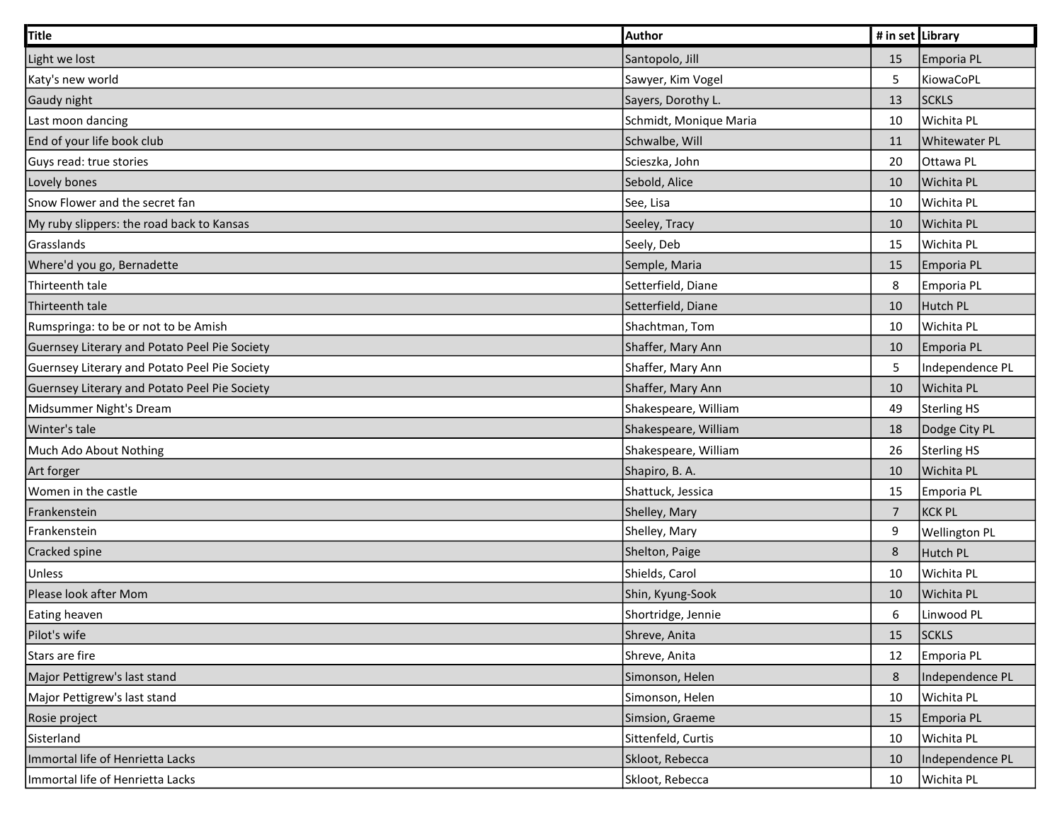| Title | Author | # in set | Library |
|---|---|---|---|
| Light we lost | Santopolo, Jill | 15 | Emporia PL |
| Katy's new world | Sawyer, Kim Vogel | 5 | KiowaCoPL |
| Gaudy night | Sayers, Dorothy L. | 13 | SCKLS |
| Last moon dancing | Schmidt, Monique Maria | 10 | Wichita PL |
| End of your life book club | Schwalbe, Will | 11 | Whitewater PL |
| Guys read: true stories | Scieszka, John | 20 | Ottawa PL |
| Lovely bones | Sebold, Alice | 10 | Wichita PL |
| Snow Flower and the secret fan | See, Lisa | 10 | Wichita PL |
| My ruby slippers: the road back to Kansas | Seeley, Tracy | 10 | Wichita PL |
| Grasslands | Seely, Deb | 15 | Wichita PL |
| Where'd you go, Bernadette | Semple, Maria | 15 | Emporia PL |
| Thirteenth tale | Setterfield, Diane | 8 | Emporia PL |
| Thirteenth tale | Setterfield, Diane | 10 | Hutch PL |
| Rumspringa: to be or not to be Amish | Shachtman, Tom | 10 | Wichita PL |
| Guernsey Literary and Potato Peel Pie Society | Shaffer, Mary Ann | 10 | Emporia PL |
| Guernsey Literary and Potato Peel Pie Society | Shaffer, Mary Ann | 5 | Independence PL |
| Guernsey Literary and Potato Peel Pie Society | Shaffer, Mary Ann | 10 | Wichita PL |
| Midsummer Night's Dream | Shakespeare, William | 49 | Sterling HS |
| Winter's tale | Shakespeare, William | 18 | Dodge City PL |
| Much Ado About Nothing | Shakespeare, William | 26 | Sterling HS |
| Art forger | Shapiro, B. A. | 10 | Wichita PL |
| Women in the castle | Shattuck, Jessica | 15 | Emporia PL |
| Frankenstein | Shelley, Mary | 7 | KCK PL |
| Frankenstein | Shelley, Mary | 9 | Wellington PL |
| Cracked spine | Shelton, Paige | 8 | Hutch PL |
| Unless | Shields, Carol | 10 | Wichita PL |
| Please look after Mom | Shin, Kyung-Sook | 10 | Wichita PL |
| Eating heaven | Shortridge, Jennie | 6 | Linwood PL |
| Pilot's wife | Shreve, Anita | 15 | SCKLS |
| Stars are fire | Shreve, Anita | 12 | Emporia PL |
| Major Pettigrew's last stand | Simonson, Helen | 8 | Independence PL |
| Major Pettigrew's last stand | Simonson, Helen | 10 | Wichita PL |
| Rosie project | Simsion, Graeme | 15 | Emporia PL |
| Sisterland | Sittenfeld, Curtis | 10 | Wichita PL |
| Immortal life of Henrietta Lacks | Skloot, Rebecca | 10 | Independence PL |
| Immortal life of Henrietta Lacks | Skloot, Rebecca | 10 | Wichita PL |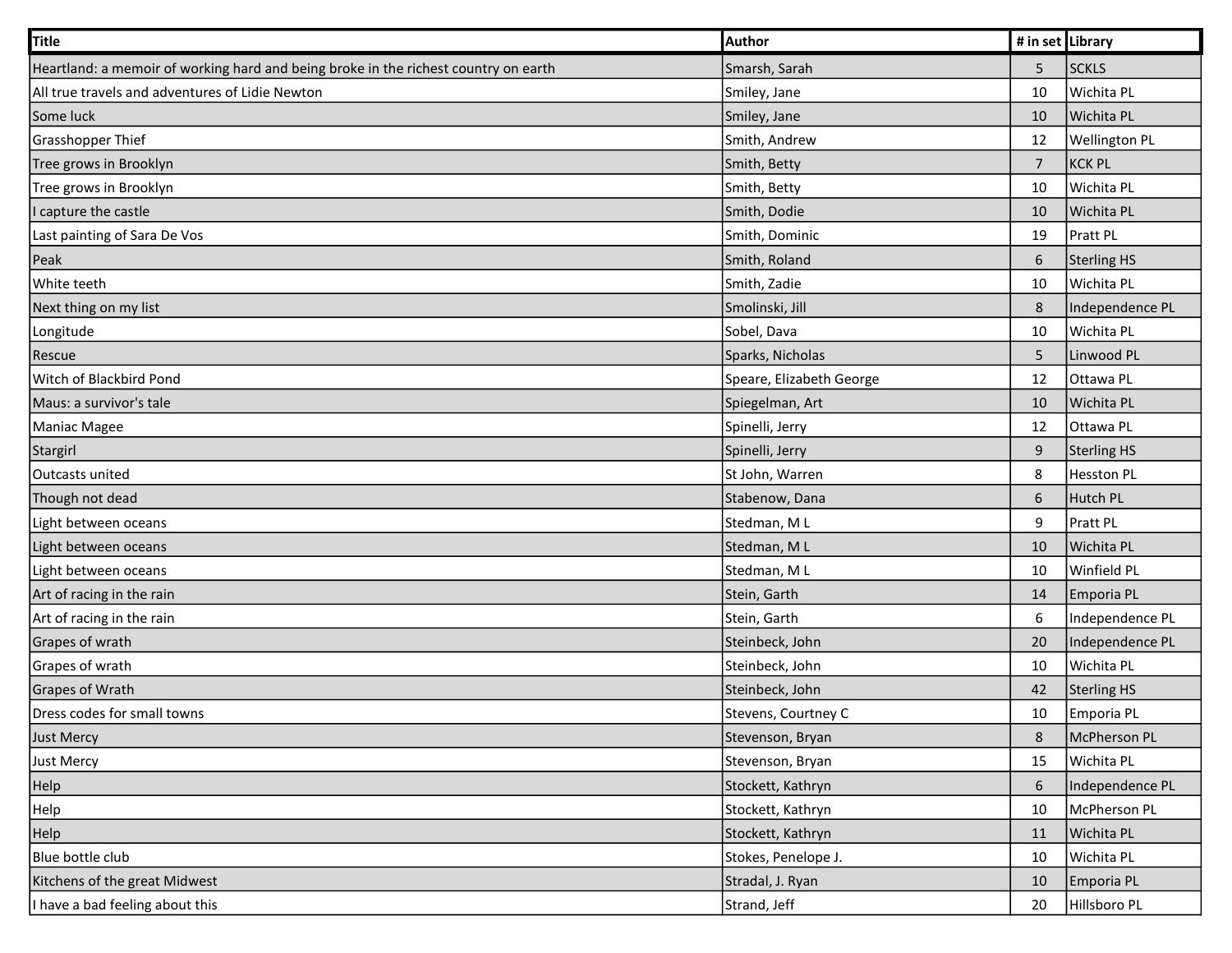| Title | Author | # in set | Library |
| --- | --- | --- | --- |
| Heartland: a memoir of working hard and being broke in the richest country on earth | Smarsh, Sarah | 5 | SCKLS |
| All true travels and adventures of Lidie Newton | Smiley, Jane | 10 | Wichita PL |
| Some luck | Smiley, Jane | 10 | Wichita PL |
| Grasshopper Thief | Smith, Andrew | 12 | Wellington PL |
| Tree grows in Brooklyn | Smith, Betty | 7 | KCK PL |
| Tree grows in Brooklyn | Smith, Betty | 10 | Wichita PL |
| I capture the castle | Smith, Dodie | 10 | Wichita PL |
| Last painting of Sara De Vos | Smith, Dominic | 19 | Pratt PL |
| Peak | Smith, Roland | 6 | Sterling HS |
| White teeth | Smith, Zadie | 10 | Wichita PL |
| Next thing on my list | Smolinski, Jill | 8 | Independence PL |
| Longitude | Sobel, Dava | 10 | Wichita PL |
| Rescue | Sparks, Nicholas | 5 | Linwood PL |
| Witch of Blackbird Pond | Speare, Elizabeth George | 12 | Ottawa PL |
| Maus: a survivor's tale | Spiegelman, Art | 10 | Wichita PL |
| Maniac Magee | Spinelli, Jerry | 12 | Ottawa PL |
| Stargirl | Spinelli, Jerry | 9 | Sterling HS |
| Outcasts united | St John, Warren | 8 | Hesston PL |
| Though not dead | Stabenow, Dana | 6 | Hutch PL |
| Light between oceans | Stedman, M L | 9 | Pratt PL |
| Light between oceans | Stedman, M L | 10 | Wichita PL |
| Light between oceans | Stedman, M L | 10 | Winfield PL |
| Art of racing in the rain | Stein, Garth | 14 | Emporia PL |
| Art of racing in the rain | Stein, Garth | 6 | Independence PL |
| Grapes of wrath | Steinbeck, John | 20 | Independence PL |
| Grapes of wrath | Steinbeck, John | 10 | Wichita PL |
| Grapes of Wrath | Steinbeck, John | 42 | Sterling HS |
| Dress codes for small towns | Stevens, Courtney C | 10 | Emporia PL |
| Just Mercy | Stevenson, Bryan | 8 | McPherson PL |
| Just Mercy | Stevenson, Bryan | 15 | Wichita PL |
| Help | Stockett, Kathryn | 6 | Independence PL |
| Help | Stockett, Kathryn | 10 | McPherson PL |
| Help | Stockett, Kathryn | 11 | Wichita PL |
| Blue bottle club | Stokes, Penelope J. | 10 | Wichita PL |
| Kitchens of the great Midwest | Stradal, J. Ryan | 10 | Emporia PL |
| I have a bad feeling about this | Strand, Jeff | 20 | Hillsboro PL |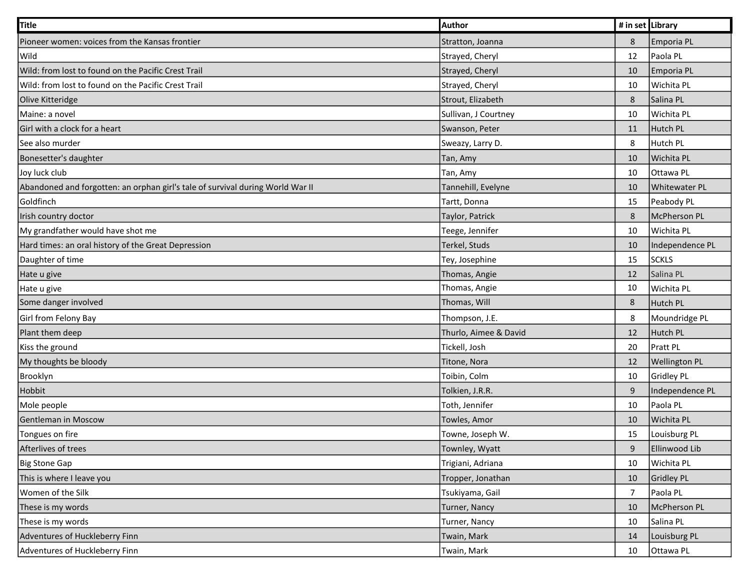| Title | Author | # in set | Library |
|---|---|---|---|
| Pioneer women: voices from the Kansas frontier | Stratton, Joanna | 8 | Emporia PL |
| Wild | Strayed, Cheryl | 12 | Paola PL |
| Wild: from lost to found on the Pacific Crest Trail | Strayed, Cheryl | 10 | Emporia PL |
| Wild: from lost to found on the Pacific Crest Trail | Strayed, Cheryl | 10 | Wichita PL |
| Olive Kitteridge | Strout, Elizabeth | 8 | Salina PL |
| Maine: a novel | Sullivan, J Courtney | 10 | Wichita PL |
| Girl with a clock for a heart | Swanson, Peter | 11 | Hutch PL |
| See also murder | Sweazy, Larry D. | 8 | Hutch PL |
| Bonesetter's daughter | Tan, Amy | 10 | Wichita PL |
| Joy luck club | Tan, Amy | 10 | Ottawa PL |
| Abandoned and forgotten: an orphan girl's tale of survival during World War II | Tannehill, Evelyne | 10 | Whitewater PL |
| Goldfinch | Tartt, Donna | 15 | Peabody PL |
| Irish country doctor | Taylor, Patrick | 8 | McPherson PL |
| My grandfather would have shot me | Teege, Jennifer | 10 | Wichita PL |
| Hard times: an oral history of the Great Depression | Terkel, Studs | 10 | Independence PL |
| Daughter of time | Tey, Josephine | 15 | SCKLS |
| Hate u give | Thomas, Angie | 12 | Salina PL |
| Hate u give | Thomas, Angie | 10 | Wichita PL |
| Some danger involved | Thomas, Will | 8 | Hutch PL |
| Girl from Felony Bay | Thompson, J.E. | 8 | Moundridge PL |
| Plant them deep | Thurlo, Aimee & David | 12 | Hutch PL |
| Kiss the ground | Tickell, Josh | 20 | Pratt PL |
| My thoughts be bloody | Titone, Nora | 12 | Wellington PL |
| Brooklyn | Toibin, Colm | 10 | Gridley PL |
| Hobbit | Tolkien, J.R.R. | 9 | Independence PL |
| Mole people | Toth, Jennifer | 10 | Paola PL |
| Gentleman in Moscow | Towles, Amor | 10 | Wichita PL |
| Tongues on fire | Towne, Joseph W. | 15 | Louisburg PL |
| Afterlives of trees | Townley, Wyatt | 9 | Ellinwood Lib |
| Big Stone Gap | Trigiani, Adriana | 10 | Wichita PL |
| This is where I leave you | Tropper, Jonathan | 10 | Gridley PL |
| Women of the Silk | Tsukiyama, Gail | 7 | Paola PL |
| These is my words | Turner, Nancy | 10 | McPherson PL |
| These is my words | Turner, Nancy | 10 | Salina PL |
| Adventures of Huckleberry Finn | Twain, Mark | 14 | Louisburg PL |
| Adventures of Huckleberry Finn | Twain, Mark | 10 | Ottawa PL |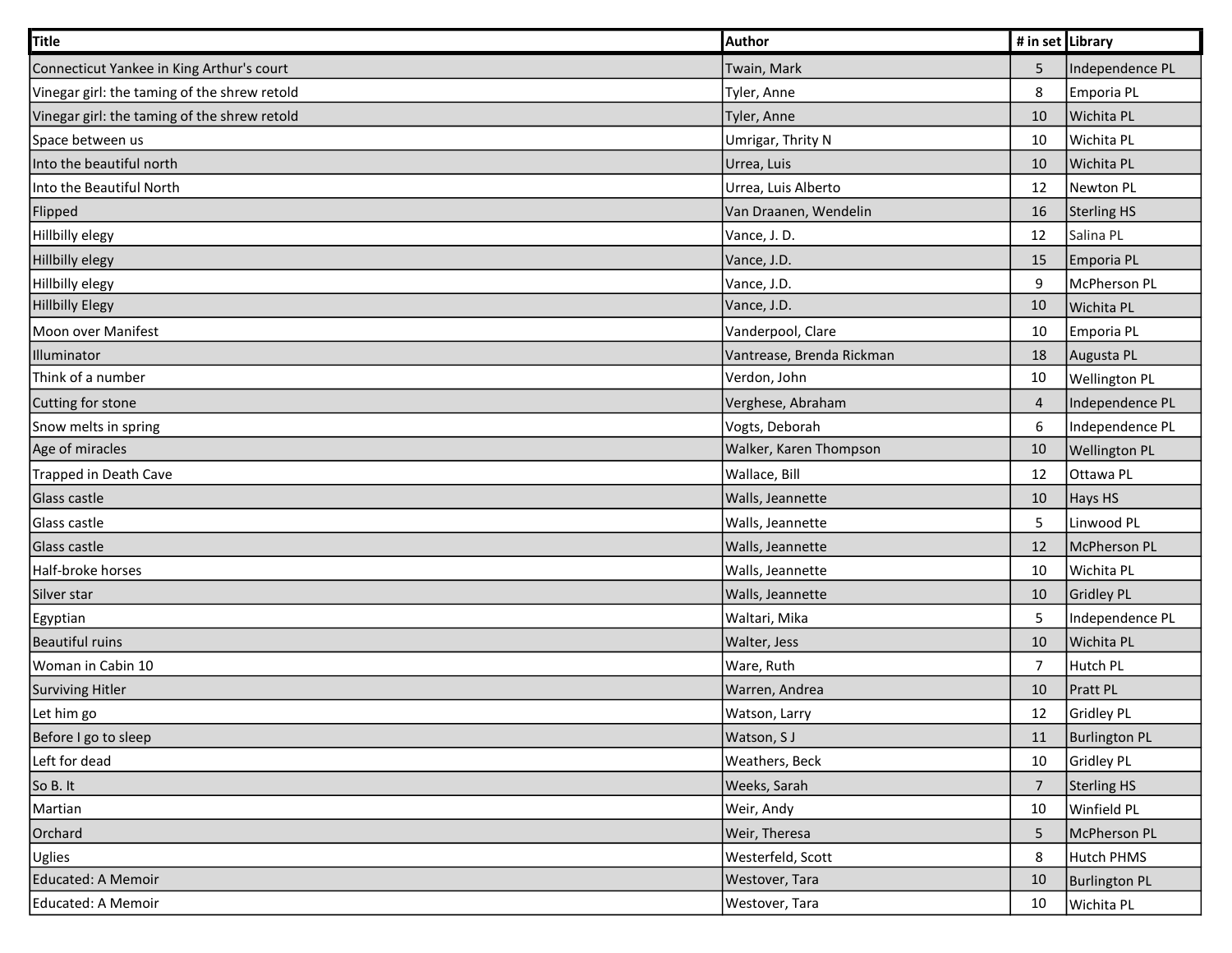| Title | Author | # in set | Library |
|---|---|---|---|
| Connecticut Yankee in King Arthur's court | Twain, Mark | 5 | Independence PL |
| Vinegar girl: the taming of the shrew retold | Tyler, Anne | 8 | Emporia PL |
| Vinegar girl: the taming of the shrew retold | Tyler, Anne | 10 | Wichita PL |
| Space between us | Umrigar, Thrity N | 10 | Wichita PL |
| Into the beautiful north | Urrea, Luis | 10 | Wichita PL |
| Into the Beautiful North | Urrea, Luis Alberto | 12 | Newton PL |
| Flipped | Van Draanen, Wendelin | 16 | Sterling HS |
| Hillbilly elegy | Vance, J. D. | 12 | Salina PL |
| Hillbilly elegy | Vance, J.D. | 15 | Emporia PL |
| Hillbilly elegy | Vance, J.D. | 9 | McPherson PL |
| Hillbilly Elegy | Vance, J.D. | 10 | Wichita PL |
| Moon over Manifest | Vanderpool, Clare | 10 | Emporia PL |
| Illuminator | Vantrease, Brenda Rickman | 18 | Augusta PL |
| Think of a number | Verdon, John | 10 | Wellington PL |
| Cutting for stone | Verghese, Abraham | 4 | Independence PL |
| Snow melts in spring | Vogts, Deborah | 6 | Independence PL |
| Age of miracles | Walker, Karen Thompson | 10 | Wellington PL |
| Trapped in Death Cave | Wallace, Bill | 12 | Ottawa PL |
| Glass castle | Walls, Jeannette | 10 | Hays HS |
| Glass castle | Walls, Jeannette | 5 | Linwood PL |
| Glass castle | Walls, Jeannette | 12 | McPherson PL |
| Half-broke horses | Walls, Jeannette | 10 | Wichita PL |
| Silver star | Walls, Jeannette | 10 | Gridley PL |
| Egyptian | Waltari, Mika | 5 | Independence PL |
| Beautiful ruins | Walter, Jess | 10 | Wichita PL |
| Woman in Cabin 10 | Ware, Ruth | 7 | Hutch PL |
| Surviving Hitler | Warren, Andrea | 10 | Pratt PL |
| Let him go | Watson, Larry | 12 | Gridley PL |
| Before I go to sleep | Watson, S J | 11 | Burlington PL |
| Left for dead | Weathers, Beck | 10 | Gridley PL |
| So B. It | Weeks, Sarah | 7 | Sterling HS |
| Martian | Weir, Andy | 10 | Winfield PL |
| Orchard | Weir, Theresa | 5 | McPherson PL |
| Uglies | Westerfeld, Scott | 8 | Hutch PHMS |
| Educated: A Memoir | Westover, Tara | 10 | Burlington PL |
| Educated: A Memoir | Westover, Tara | 10 | Wichita PL |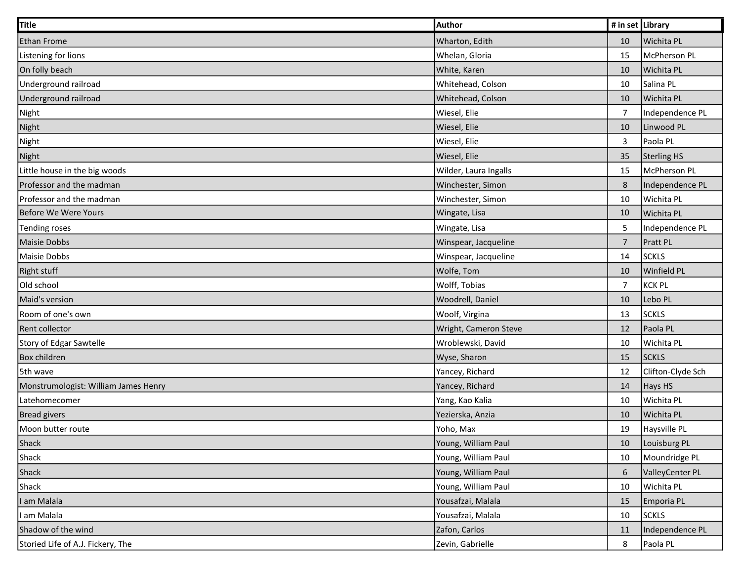| Title | Author | # in set | Library |
|---|---|---|---|
| Ethan Frome | Wharton, Edith | 10 | Wichita PL |
| Listening for lions | Whelan, Gloria | 15 | McPherson PL |
| On folly beach | White, Karen | 10 | Wichita PL |
| Underground railroad | Whitehead, Colson | 10 | Salina PL |
| Underground railroad | Whitehead, Colson | 10 | Wichita PL |
| Night | Wiesel, Elie | 7 | Independence PL |
| Night | Wiesel, Elie | 10 | Linwood PL |
| Night | Wiesel, Elie | 3 | Paola PL |
| Night | Wiesel, Elie | 35 | Sterling HS |
| Little house in the big woods | Wilder, Laura Ingalls | 15 | McPherson PL |
| Professor and the madman | Winchester, Simon | 8 | Independence PL |
| Professor and the madman | Winchester, Simon | 10 | Wichita PL |
| Before We Were Yours | Wingate, Lisa | 10 | Wichita PL |
| Tending roses | Wingate, Lisa | 5 | Independence PL |
| Maisie Dobbs | Winspear, Jacqueline | 7 | Pratt PL |
| Maisie Dobbs | Winspear, Jacqueline | 14 | SCKLS |
| Right stuff | Wolfe, Tom | 10 | Winfield PL |
| Old school | Wolff, Tobias | 7 | KCK PL |
| Maid's version | Woodrell, Daniel | 10 | Lebo PL |
| Room of one's own | Woolf, Virgina | 13 | SCKLS |
| Rent collector | Wright, Cameron Steve | 12 | Paola PL |
| Story of Edgar Sawtelle | Wroblewski, David | 10 | Wichita PL |
| Box children | Wyse, Sharon | 15 | SCKLS |
| 5th wave | Yancey, Richard | 12 | Clifton-Clyde Sch |
| Monstrumologist: William James Henry | Yancey, Richard | 14 | Hays HS |
| Latehomecomer | Yang, Kao Kalia | 10 | Wichita PL |
| Bread givers | Yezierska, Anzia | 10 | Wichita PL |
| Moon butter route | Yoho, Max | 19 | Haysville PL |
| Shack | Young, William Paul | 10 | Louisburg PL |
| Shack | Young, William Paul | 10 | Moundridge PL |
| Shack | Young, William Paul | 6 | ValleyCenter PL |
| Shack | Young, William Paul | 10 | Wichita PL |
| I am Malala | Yousafzai, Malala | 15 | Emporia PL |
| I am Malala | Yousafzai, Malala | 10 | SCKLS |
| Shadow of the wind | Zafon, Carlos | 11 | Independence PL |
| Storied Life of A.J. Fickery, The | Zevin, Gabrielle | 8 | Paola PL |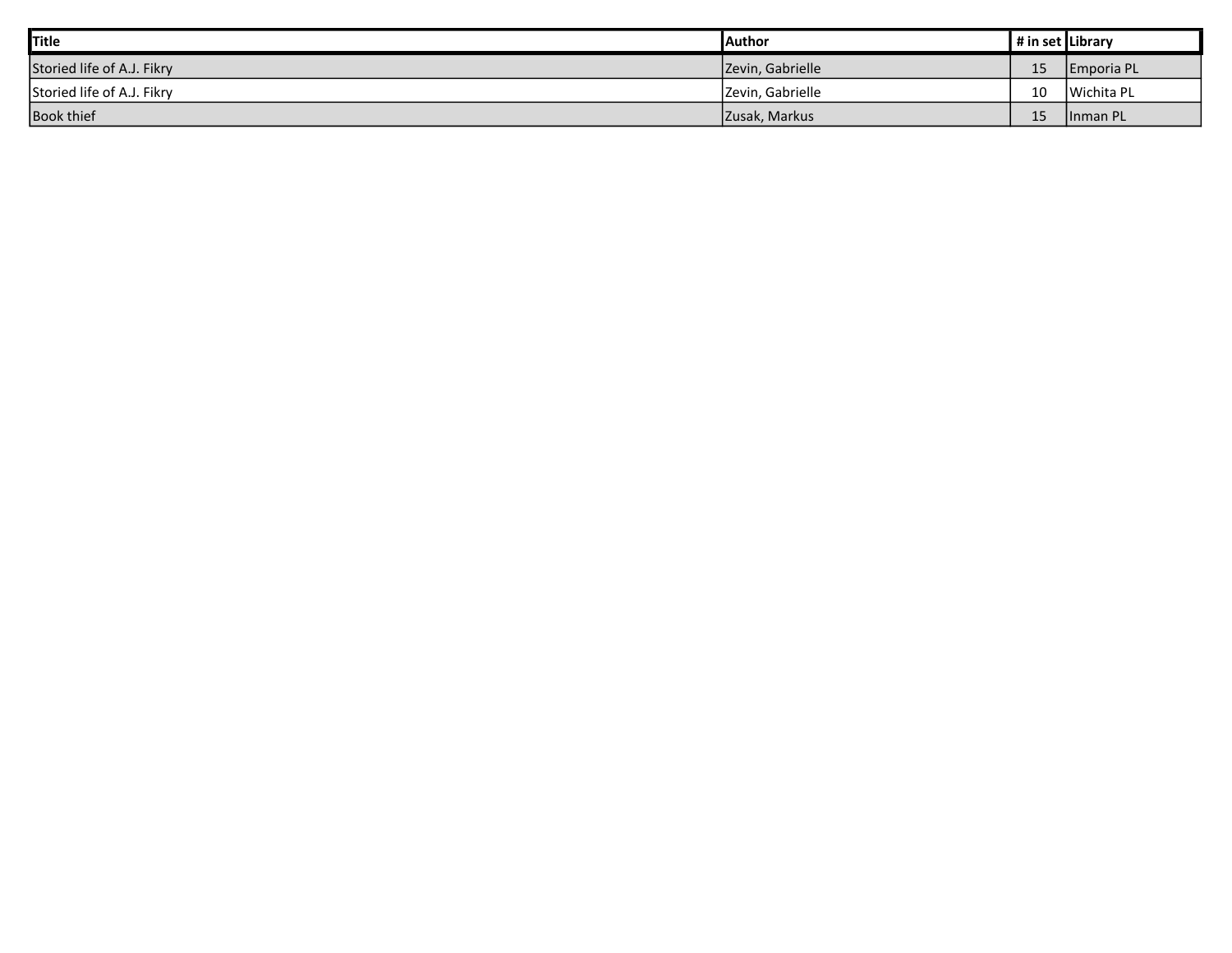| Title | Author | # in set | Library |
|---|---|---|---|
| Storied life of A.J. Fikry | Zevin, Gabrielle | 15 | Emporia PL |
| Storied life of A.J. Fikry | Zevin, Gabrielle | 10 | Wichita PL |
| Book thief | Zusak, Markus | 15 | Inman PL |